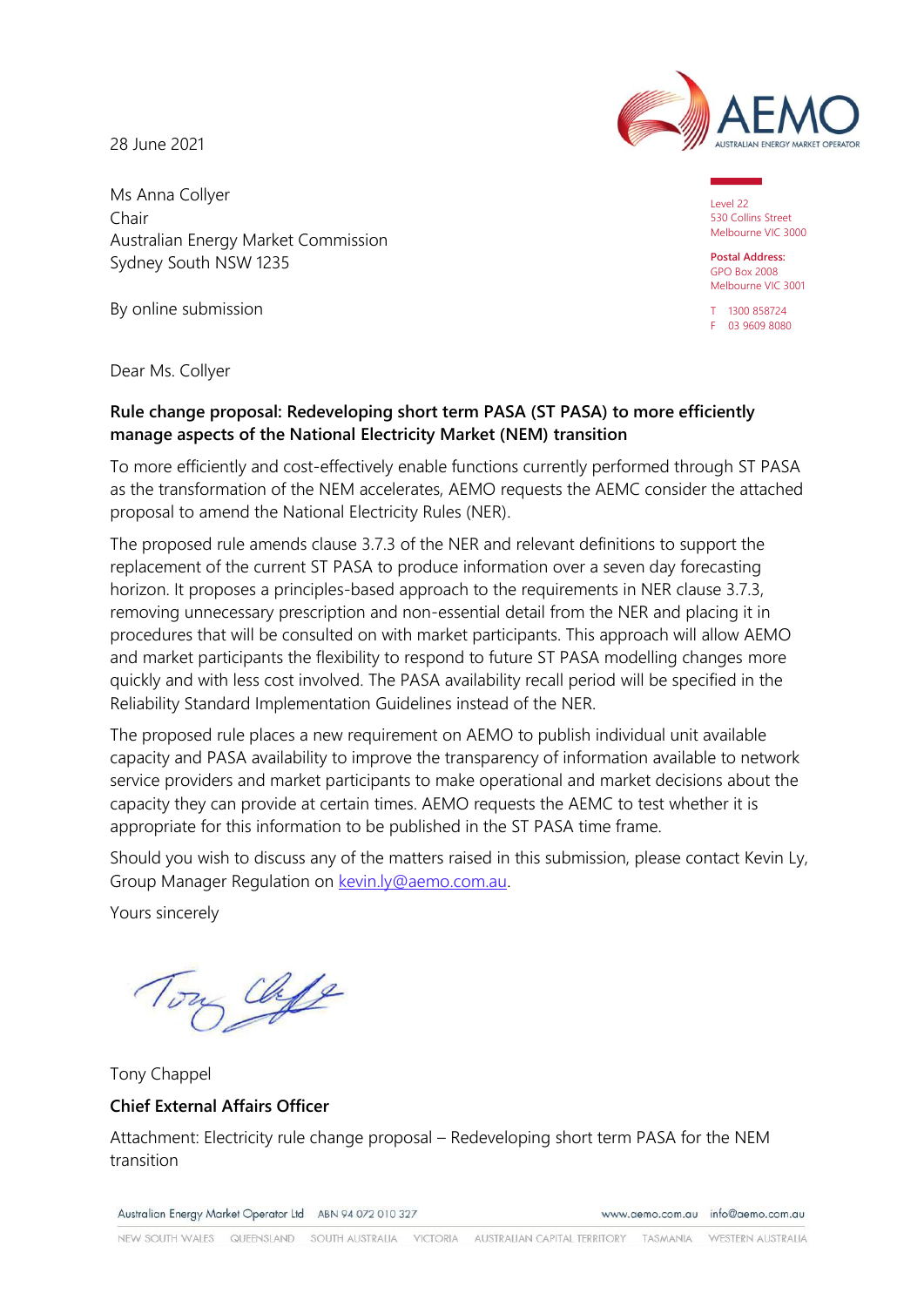28 June 2021

Level 22
530 Collins Street
Melbourne VIC 3000

**Postal Address:**
GPO Box 2008
Melbourne VIC 3001

T 1300 858724
F 03 9609 8080

Ms Anna Collyer
Chair
Australian Energy Market Commission
Sydney South NSW 1235

By online submission

Dear Ms. Collyer

**Rule change proposal: Redeveloping short term PASA (ST PASA) to more efficiently manage aspects of the National Electricity Market (NEM) transition**

To more efficiently and cost-effectively enable functions currently performed through ST PASA as the transformation of the NEM accelerates, AEMO requests the AEMC consider the attached proposal to amend the National Electricity Rules (NER).

The proposed rule amends clause 3.7.3 of the NER and relevant definitions to support the replacement of the current ST PASA to produce information over a seven day forecasting horizon. It proposes a principles-based approach to the requirements in NER clause 3.7.3, removing unnecessary prescription and non-essential detail from the NER and placing it in procedures that will be consulted on with market participants. This approach will allow AEMO and market participants the flexibility to respond to future ST PASA modelling changes more quickly and with less cost involved. The PASA availability recall period will be specified in the Reliability Standard Implementation Guidelines instead of the NER.

The proposed rule places a new requirement on AEMO to publish individual unit available capacity and PASA availability to improve the transparency of information available to network service providers and market participants to make operational and market decisions about the capacity they can provide at certain times. AEMO requests the AEMC to test whether it is appropriate for this information to be published in the ST PASA time frame.

Should you wish to discuss any of the matters raised in this submission, please contact Kevin Ly, Group Manager Regulation on kevin.ly@aemo.com.au.

Yours sincerely

Tony Chappel

**Chief External Affairs Officer**

Attachment: Electricity rule change proposal – Redeveloping short term PASA for the NEM transition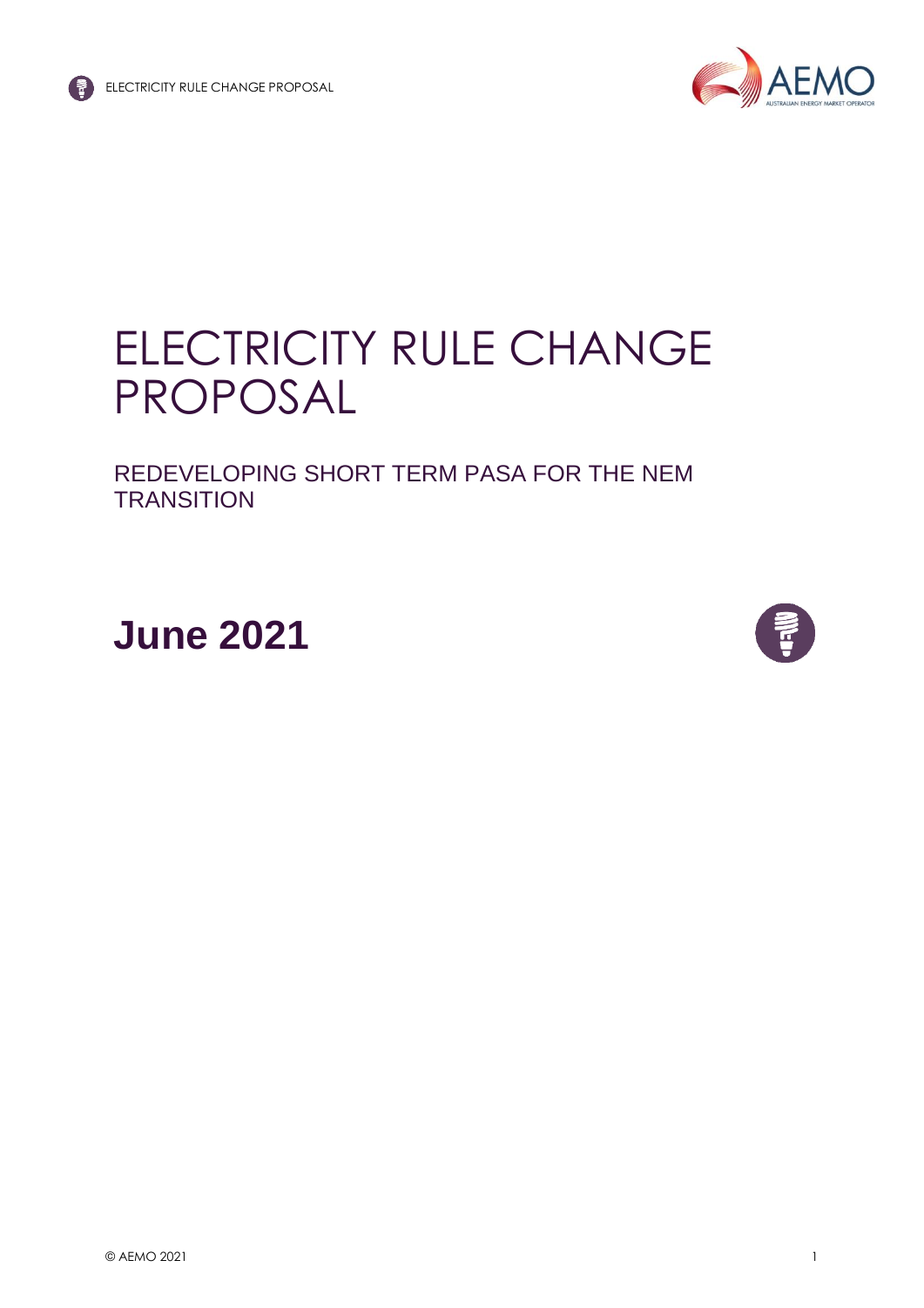# ELECTRICITY RULE CHANGE PROPOSAL

## REDEVELOPING SHORT TERM PASA FOR THE NEM TRANSITION

**June 2021**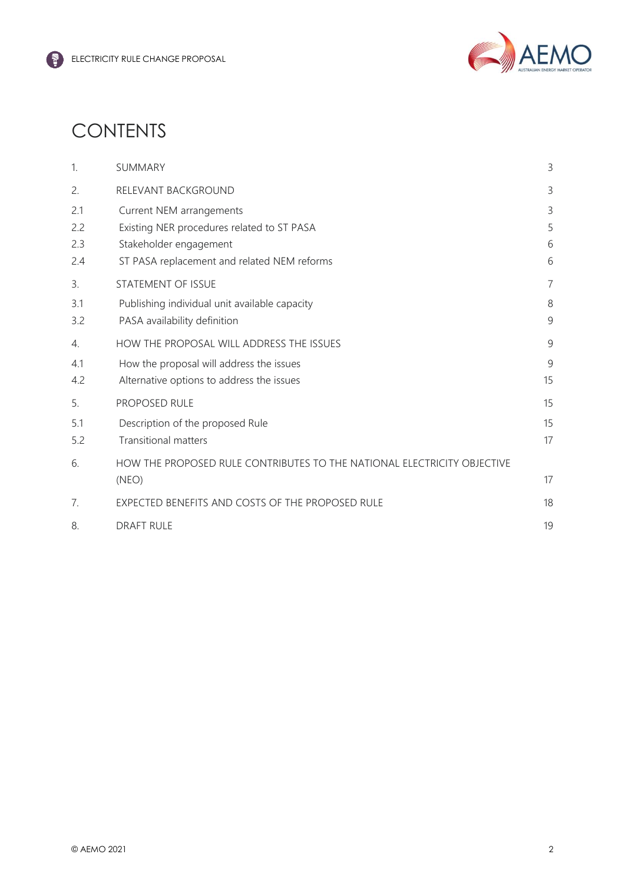# CONTENTS

| | | |
|---|---|---|
| 1. | SUMMARY | 3 |
| 2. | RELEVANT BACKGROUND | 3 |
| 2.1 | Current NEM arrangements | 3 |
| 2.2 | Existing NER procedures related to ST PASA | 5 |
| 2.3 | Stakeholder engagement | 6 |
| 2.4 | ST PASA replacement and related NEM reforms | 6 |
| 3. | STATEMENT OF ISSUE | 7 |
| 3.1 | Publishing individual unit available capacity | 8 |
| 3.2 | PASA availability definition | 9 |
| 4. | HOW THE PROPOSAL WILL ADDRESS THE ISSUES | 9 |
| 4.1 | How the proposal will address the issues | 9 |
| 4.2 | Alternative options to address the issues | 15 |
| 5. | PROPOSED RULE | 15 |
| 5.1 | Description of the proposed Rule | 15 |
| 5.2 | Transitional matters | 17 |
| 6. | HOW THE PROPOSED RULE CONTRIBUTES TO THE NATIONAL ELECTRICITY OBJECTIVE (NEO) | 17 |
| 7. | EXPECTED BENEFITS AND COSTS OF THE PROPOSED RULE | 18 |
| 8. | DRAFT RULE | 19 |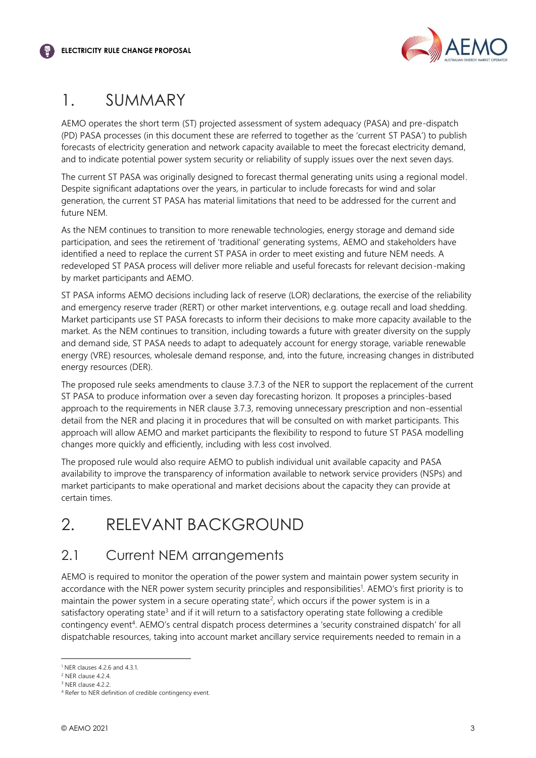# 1. SUMMARY

AEMO operates the short term (ST) projected assessment of system adequacy (PASA) and pre-dispatch (PD) PASA processes (in this document these are referred to together as the 'current ST PASA') to publish forecasts of electricity generation and network capacity available to meet the forecast electricity demand, and to indicate potential power system security or reliability of supply issues over the next seven days.

The current ST PASA was originally designed to forecast thermal generating units using a regional model. Despite significant adaptations over the years, in particular to include forecasts for wind and solar generation, the current ST PASA has material limitations that need to be addressed for the current and future NEM.

As the NEM continues to transition to more renewable technologies, energy storage and demand side participation, and sees the retirement of 'traditional' generating systems, AEMO and stakeholders have identified a need to replace the current ST PASA in order to meet existing and future NEM needs. A redeveloped ST PASA process will deliver more reliable and useful forecasts for relevant decision-making by market participants and AEMO.

ST PASA informs AEMO decisions including lack of reserve (LOR) declarations, the exercise of the reliability and emergency reserve trader (RERT) or other market interventions, e.g. outage recall and load shedding. Market participants use ST PASA forecasts to inform their decisions to make more capacity available to the market. As the NEM continues to transition, including towards a future with greater diversity on the supply and demand side, ST PASA needs to adapt to adequately account for energy storage, variable renewable energy (VRE) resources, wholesale demand response, and, into the future, increasing changes in distributed energy resources (DER).

The proposed rule seeks amendments to clause 3.7.3 of the NER to support the replacement of the current ST PASA to produce information over a seven day forecasting horizon. It proposes a principles-based approach to the requirements in NER clause 3.7.3, removing unnecessary prescription and non-essential detail from the NER and placing it in procedures that will be consulted on with market participants. This approach will allow AEMO and market participants the flexibility to respond to future ST PASA modelling changes more quickly and efficiently, including with less cost involved.

The proposed rule would also require AEMO to publish individual unit available capacity and PASA availability to improve the transparency of information available to network service providers (NSPs) and market participants to make operational and market decisions about the capacity they can provide at certain times.

# 2. RELEVANT BACKGROUND

## 2.1 Current NEM arrangements

AEMO is required to monitor the operation of the power system and maintain power system security in accordance with the NER power system security principles and responsibilities[1]. AEMO's first priority is to maintain the power system in a secure operating state[2], which occurs if the power system is in a satisfactory operating state[3] and if it will return to a satisfactory operating state following a credible contingency event[4]. AEMO's central dispatch process determines a 'security constrained dispatch' for all dispatchable resources, taking into account market ancillary service requirements needed to remain in a

---

[1] NER clauses 4.2.6 and 4.3.1.

[2] NER clause 4.2.4.

[3] NER clause 4.2.2.

[4] Refer to NER definition of credible contingency event.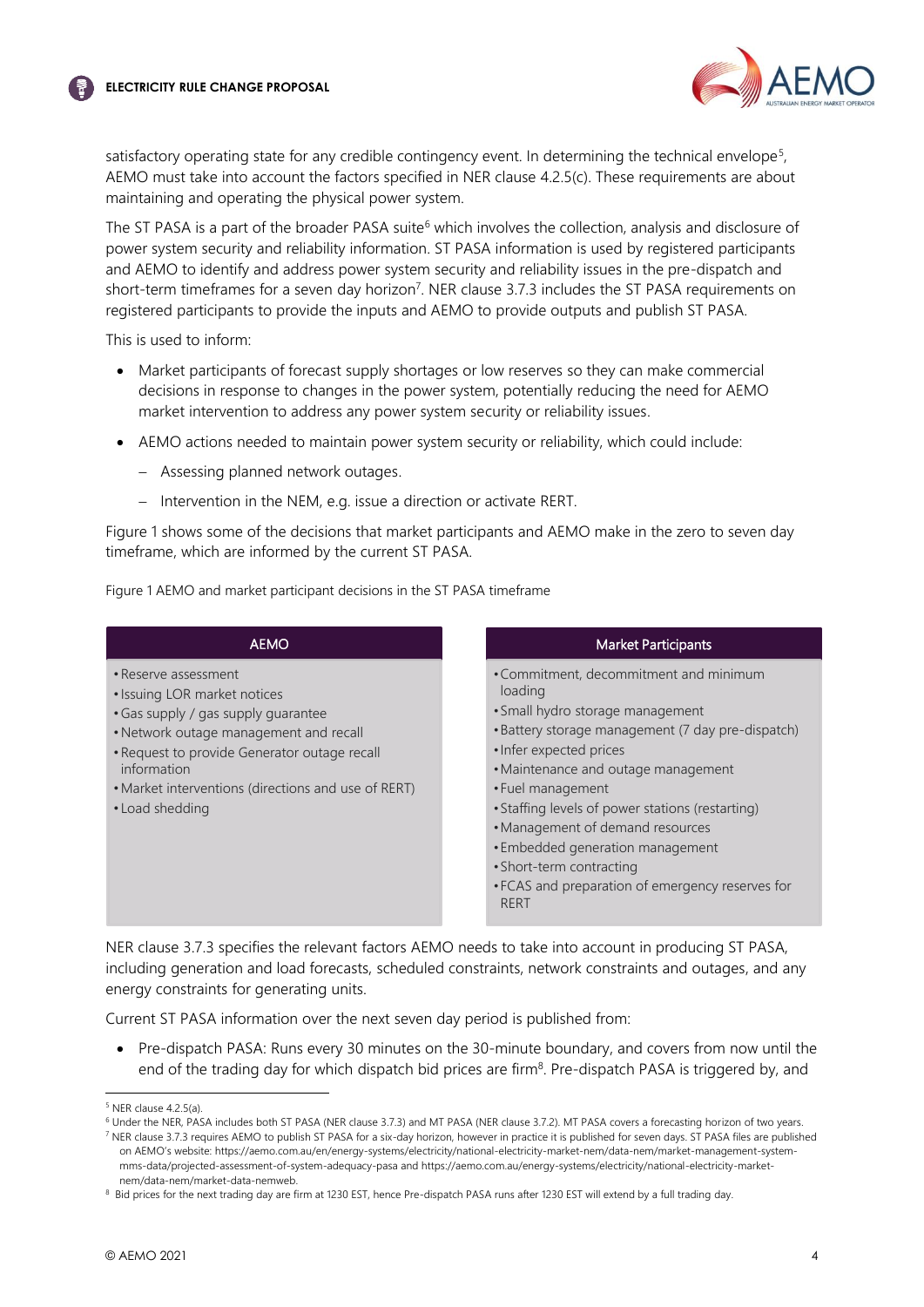satisfactory operating state for any credible contingency event. In determining the technical envelope[5], AEMO must take into account the factors specified in NER clause 4.2.5(c). These requirements are about maintaining and operating the physical power system.

The ST PASA is a part of the broader PASA suite[6] which involves the collection, analysis and disclosure of power system security and reliability information. ST PASA information is used by registered participants and AEMO to identify and address power system security and reliability issues in the pre-dispatch and short-term timeframes for a seven day horizon[7]. NER clause 3.7.3 includes the ST PASA requirements on registered participants to provide the inputs and AEMO to provide outputs and publish ST PASA.

This is used to inform:

- Market participants of forecast supply shortages or low reserves so they can make commercial decisions in response to changes in the power system, potentially reducing the need for AEMO market intervention to address any power system security or reliability issues.
- AEMO actions needed to maintain power system security or reliability, which could include:
  - Assessing planned network outages.
  - Intervention in the NEM, e.g. issue a direction or activate RERT.

Figure 1 shows some of the decisions that market participants and AEMO make in the zero to seven day timeframe, which are informed by the current ST PASA.

Figure 1 AEMO and market participant decisions in the ST PASA timeframe

| AEMO | Market Participants |
|---|---|
| • Reserve assessment<br>• Issuing LOR market notices<br>• Gas supply / gas supply guarantee<br>• Network outage management and recall<br>• Request to provide Generator outage recall information<br>• Market interventions (directions and use of RERT)<br>• Load shedding | • Commitment, decommitment and minimum loading<br>• Small hydro storage management<br>• Battery storage management (7 day pre-dispatch)<br>• Infer expected prices<br>• Maintenance and outage management<br>• Fuel management<br>• Staffing levels of power stations (restarting)<br>• Management of demand resources<br>• Embedded generation management<br>• Short-term contracting<br>• FCAS and preparation of emergency reserves for RERT |

NER clause 3.7.3 specifies the relevant factors AEMO needs to take into account in producing ST PASA, including generation and load forecasts, scheduled constraints, network constraints and outages, and any energy constraints for generating units.

Current ST PASA information over the next seven day period is published from:

- Pre-dispatch PASA: Runs every 30 minutes on the 30-minute boundary, and covers from now until the end of the trading day for which dispatch bid prices are firm[8]. Pre-dispatch PASA is triggered by, and

---

[5] NER clause 4.2.5(a).

[6] Under the NER, PASA includes both ST PASA (NER clause 3.7.3) and MT PASA (NER clause 3.7.2). MT PASA covers a forecasting horizon of two years.

[7] NER clause 3.7.3 requires AEMO to publish ST PASA for a six-day horizon, however in practice it is published for seven days. ST PASA files are published on AEMO's website: https://aemo.com.au/en/energy-systems/electricity/national-electricity-market-nem/data-nem/market-management-system-mms-data/projected-assessment-of-system-adequacy-pasa and https://aemo.com.au/energy-systems/electricity/national-electricity-market-nem/data-nem/market-data-nemweb.

[8] Bid prices for the next trading day are firm at 1230 EST, hence Pre-dispatch PASA runs after 1230 EST will extend by a full trading day.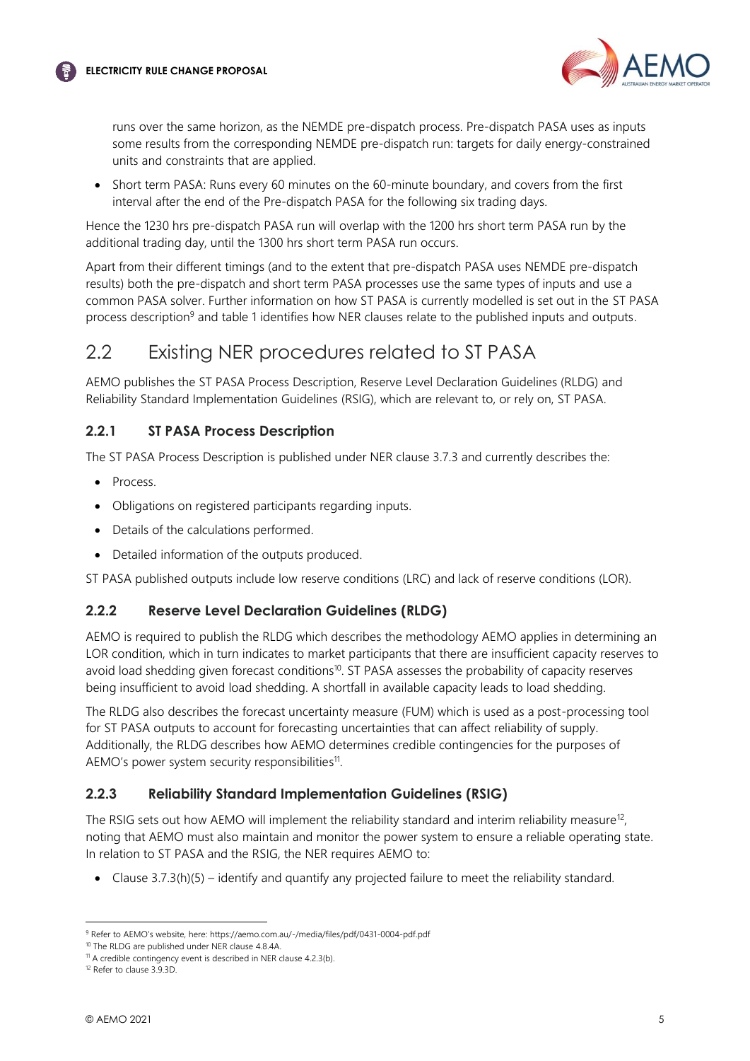runs over the same horizon, as the NEMDE pre-dispatch process. Pre-dispatch PASA uses as inputs some results from the corresponding NEMDE pre-dispatch run: targets for daily energy-constrained units and constraints that are applied.

- Short term PASA: Runs every 60 minutes on the 60-minute boundary, and covers from the first interval after the end of the Pre-dispatch PASA for the following six trading days.

Hence the 1230 hrs pre-dispatch PASA run will overlap with the 1200 hrs short term PASA run by the additional trading day, until the 1300 hrs short term PASA run occurs.

Apart from their different timings (and to the extent that pre-dispatch PASA uses NEMDE pre-dispatch results) both the pre-dispatch and short term PASA processes use the same types of inputs and use a common PASA solver. Further information on how ST PASA is currently modelled is set out in the ST PASA process description[9] and table 1 identifies how NER clauses relate to the published inputs and outputs.

## 2.2 Existing NER procedures related to ST PASA

AEMO publishes the ST PASA Process Description, Reserve Level Declaration Guidelines (RLDG) and Reliability Standard Implementation Guidelines (RSIG), which are relevant to, or rely on, ST PASA.

### 2.2.1 ST PASA Process Description

The ST PASA Process Description is published under NER clause 3.7.3 and currently describes the:

- Process.
- Obligations on registered participants regarding inputs.
- Details of the calculations performed.
- Detailed information of the outputs produced.

ST PASA published outputs include low reserve conditions (LRC) and lack of reserve conditions (LOR).

### 2.2.2 Reserve Level Declaration Guidelines (RLDG)

AEMO is required to publish the RLDG which describes the methodology AEMO applies in determining an LOR condition, which in turn indicates to market participants that there are insufficient capacity reserves to avoid load shedding given forecast conditions[10]. ST PASA assesses the probability of capacity reserves being insufficient to avoid load shedding. A shortfall in available capacity leads to load shedding.

The RLDG also describes the forecast uncertainty measure (FUM) which is used as a post-processing tool for ST PASA outputs to account for forecasting uncertainties that can affect reliability of supply. Additionally, the RLDG describes how AEMO determines credible contingencies for the purposes of AEMO's power system security responsibilities[11].

### 2.2.3 Reliability Standard Implementation Guidelines (RSIG)

The RSIG sets out how AEMO will implement the reliability standard and interim reliability measure[12], noting that AEMO must also maintain and monitor the power system to ensure a reliable operating state. In relation to ST PASA and the RSIG, the NER requires AEMO to:

- Clause 3.7.3(h)(5) – identify and quantify any projected failure to meet the reliability standard.

---

[9] Refer to AEMO's website, here: https://aemo.com.au/-/media/files/pdf/0431-0004-pdf.pdf

[10] The RLDG are published under NER clause 4.8.4A.

[11] A credible contingency event is described in NER clause 4.2.3(b).

[12] Refer to clause 3.9.3D.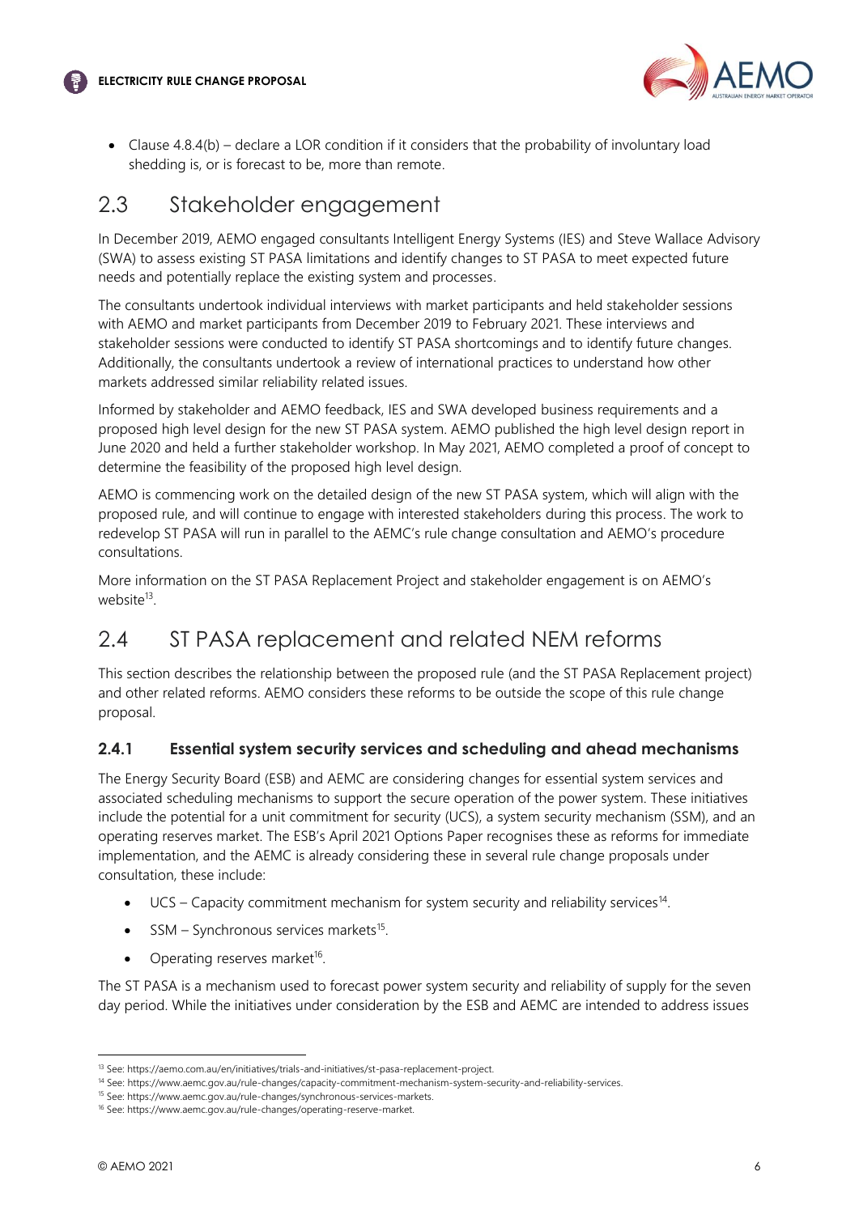- Clause 4.8.4(b) – declare a LOR condition if it considers that the probability of involuntary load shedding is, or is forecast to be, more than remote.

## 2.3 Stakeholder engagement

In December 2019, AEMO engaged consultants Intelligent Energy Systems (IES) and Steve Wallace Advisory (SWA) to assess existing ST PASA limitations and identify changes to ST PASA to meet expected future needs and potentially replace the existing system and processes.

The consultants undertook individual interviews with market participants and held stakeholder sessions with AEMO and market participants from December 2019 to February 2021. These interviews and stakeholder sessions were conducted to identify ST PASA shortcomings and to identify future changes. Additionally, the consultants undertook a review of international practices to understand how other markets addressed similar reliability related issues.

Informed by stakeholder and AEMO feedback, IES and SWA developed business requirements and a proposed high level design for the new ST PASA system. AEMO published the high level design report in June 2020 and held a further stakeholder workshop. In May 2021, AEMO completed a proof of concept to determine the feasibility of the proposed high level design.

AEMO is commencing work on the detailed design of the new ST PASA system, which will align with the proposed rule, and will continue to engage with interested stakeholders during this process. The work to redevelop ST PASA will run in parallel to the AEMC's rule change consultation and AEMO's procedure consultations.

More information on the ST PASA Replacement Project and stakeholder engagement is on AEMO's website[13].

## 2.4 ST PASA replacement and related NEM reforms

This section describes the relationship between the proposed rule (and the ST PASA Replacement project) and other related reforms. AEMO considers these reforms to be outside the scope of this rule change proposal.

### 2.4.1 Essential system security services and scheduling and ahead mechanisms

The Energy Security Board (ESB) and AEMC are considering changes for essential system services and associated scheduling mechanisms to support the secure operation of the power system. These initiatives include the potential for a unit commitment for security (UCS), a system security mechanism (SSM), and an operating reserves market. The ESB's April 2021 Options Paper recognises these as reforms for immediate implementation, and the AEMC is already considering these in several rule change proposals under consultation, these include:

- UCS – Capacity commitment mechanism for system security and reliability services[14].
- SSM – Synchronous services markets[15].
- Operating reserves market[16].

The ST PASA is a mechanism used to forecast power system security and reliability of supply for the seven day period. While the initiatives under consideration by the ESB and AEMC are intended to address issues

---

[13] See: https://aemo.com.au/en/initiatives/trials-and-initiatives/st-pasa-replacement-project.

[14] See: https://www.aemc.gov.au/rule-changes/capacity-commitment-mechanism-system-security-and-reliability-services.

[15] See: https://www.aemc.gov.au/rule-changes/synchronous-services-markets.

[16] See: https://www.aemc.gov.au/rule-changes/operating-reserve-market.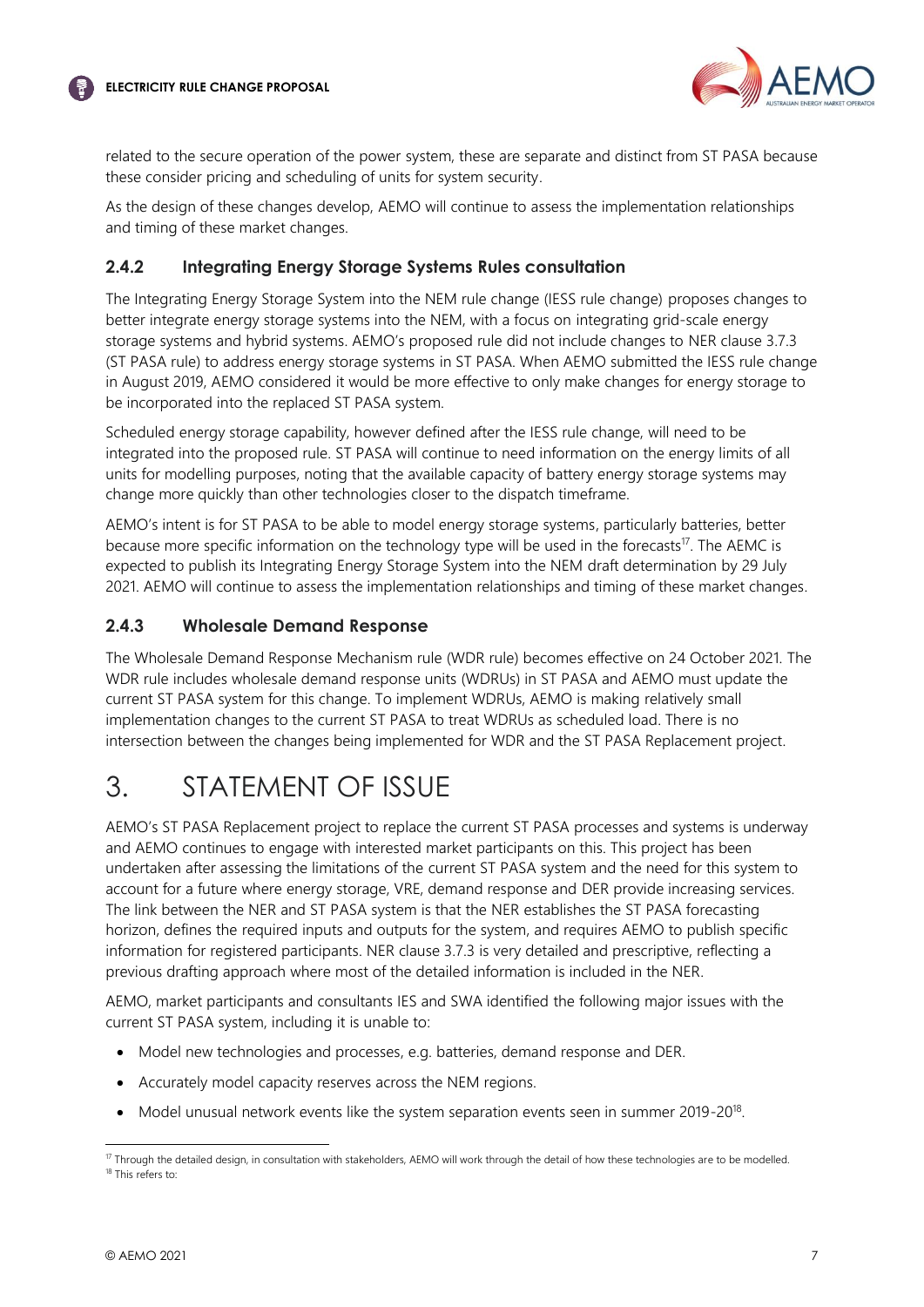related to the secure operation of the power system, these are separate and distinct from ST PASA because these consider pricing and scheduling of units for system security.

As the design of these changes develop, AEMO will continue to assess the implementation relationships and timing of these market changes.

### 2.4.2 Integrating Energy Storage Systems Rules consultation

The Integrating Energy Storage System into the NEM rule change (IESS rule change) proposes changes to better integrate energy storage systems into the NEM, with a focus on integrating grid-scale energy storage systems and hybrid systems. AEMO's proposed rule did not include changes to NER clause 3.7.3 (ST PASA rule) to address energy storage systems in ST PASA. When AEMO submitted the IESS rule change in August 2019, AEMO considered it would be more effective to only make changes for energy storage to be incorporated into the replaced ST PASA system.

Scheduled energy storage capability, however defined after the IESS rule change, will need to be integrated into the proposed rule. ST PASA will continue to need information on the energy limits of all units for modelling purposes, noting that the available capacity of battery energy storage systems may change more quickly than other technologies closer to the dispatch timeframe.

AEMO's intent is for ST PASA to be able to model energy storage systems, particularly batteries, better because more specific information on the technology type will be used in the forecasts[17]. The AEMC is expected to publish its Integrating Energy Storage System into the NEM draft determination by 29 July 2021. AEMO will continue to assess the implementation relationships and timing of these market changes.

### 2.4.3 Wholesale Demand Response

The Wholesale Demand Response Mechanism rule (WDR rule) becomes effective on 24 October 2021. The WDR rule includes wholesale demand response units (WDRUs) in ST PASA and AEMO must update the current ST PASA system for this change. To implement WDRUs, AEMO is making relatively small implementation changes to the current ST PASA to treat WDRUs as scheduled load. There is no intersection between the changes being implemented for WDR and the ST PASA Replacement project.

# 3. STATEMENT OF ISSUE

AEMO's ST PASA Replacement project to replace the current ST PASA processes and systems is underway and AEMO continues to engage with interested market participants on this. This project has been undertaken after assessing the limitations of the current ST PASA system and the need for this system to account for a future where energy storage, VRE, demand response and DER provide increasing services. The link between the NER and ST PASA system is that the NER establishes the ST PASA forecasting horizon, defines the required inputs and outputs for the system, and requires AEMO to publish specific information for registered participants. NER clause 3.7.3 is very detailed and prescriptive, reflecting a previous drafting approach where most of the detailed information is included in the NER.

AEMO, market participants and consultants IES and SWA identified the following major issues with the current ST PASA system, including it is unable to:

- Model new technologies and processes, e.g. batteries, demand response and DER.
- Accurately model capacity reserves across the NEM regions.
- Model unusual network events like the system separation events seen in summer 2019-20[18].

[17] Through the detailed design, in consultation with stakeholders, AEMO will work through the detail of how these technologies are to be modelled.
[18] This refers to: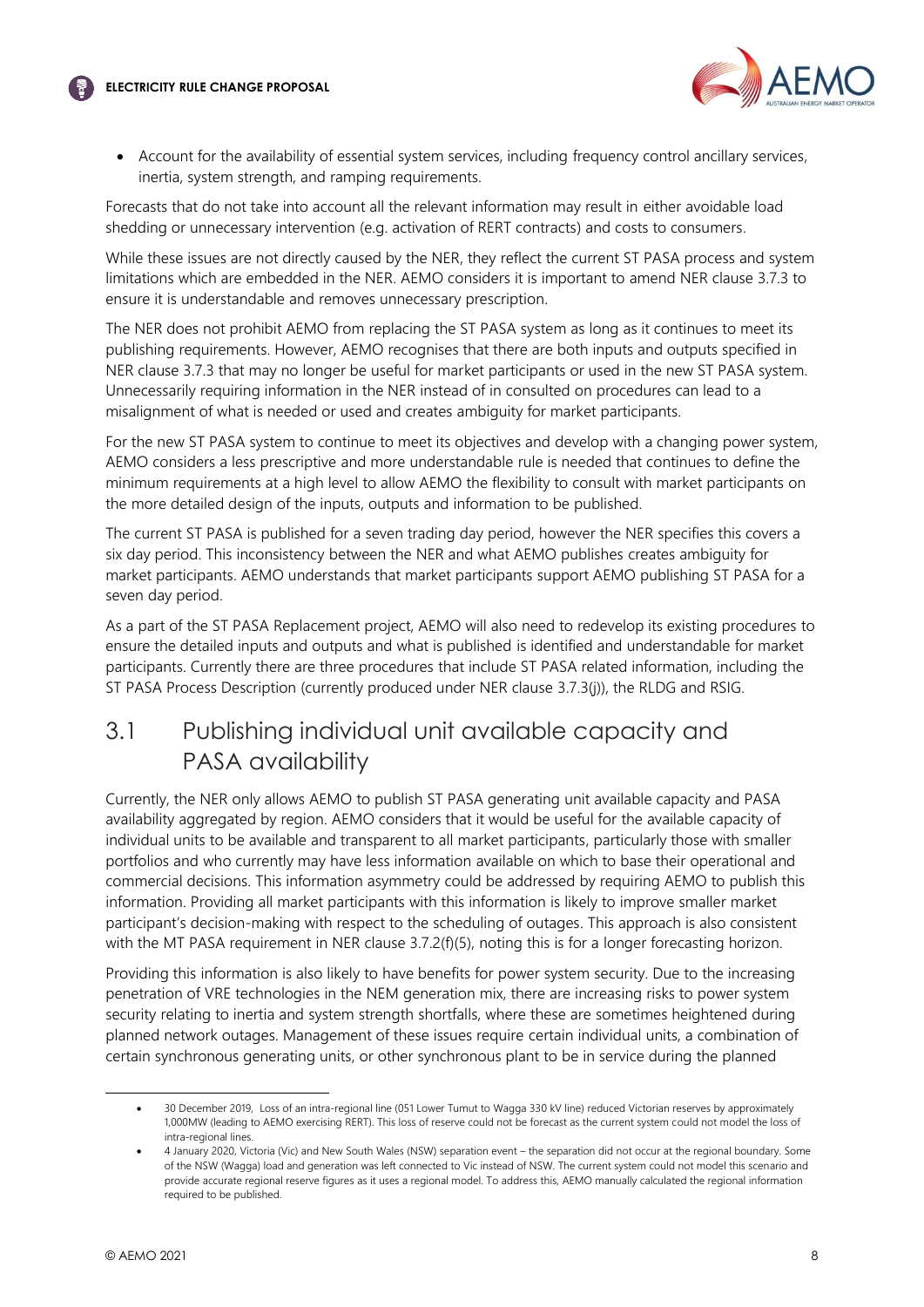- Account for the availability of essential system services, including frequency control ancillary services, inertia, system strength, and ramping requirements.

Forecasts that do not take into account all the relevant information may result in either avoidable load shedding or unnecessary intervention (e.g. activation of RERT contracts) and costs to consumers.

While these issues are not directly caused by the NER, they reflect the current ST PASA process and system limitations which are embedded in the NER. AEMO considers it is important to amend NER clause 3.7.3 to ensure it is understandable and removes unnecessary prescription.

The NER does not prohibit AEMO from replacing the ST PASA system as long as it continues to meet its publishing requirements. However, AEMO recognises that there are both inputs and outputs specified in NER clause 3.7.3 that may no longer be useful for market participants or used in the new ST PASA system. Unnecessarily requiring information in the NER instead of in consulted on procedures can lead to a misalignment of what is needed or used and creates ambiguity for market participants.

For the new ST PASA system to continue to meet its objectives and develop with a changing power system, AEMO considers a less prescriptive and more understandable rule is needed that continues to define the minimum requirements at a high level to allow AEMO the flexibility to consult with market participants on the more detailed design of the inputs, outputs and information to be published.

The current ST PASA is published for a seven trading day period, however the NER specifies this covers a six day period. This inconsistency between the NER and what AEMO publishes creates ambiguity for market participants. AEMO understands that market participants support AEMO publishing ST PASA for a seven day period.

As a part of the ST PASA Replacement project, AEMO will also need to redevelop its existing procedures to ensure the detailed inputs and outputs and what is published is identified and understandable for market participants. Currently there are three procedures that include ST PASA related information, including the ST PASA Process Description (currently produced under NER clause 3.7.3(j)), the RLDG and RSIG.

## 3.1 Publishing individual unit available capacity and PASA availability

Currently, the NER only allows AEMO to publish ST PASA generating unit available capacity and PASA availability aggregated by region. AEMO considers that it would be useful for the available capacity of individual units to be available and transparent to all market participants, particularly those with smaller portfolios and who currently may have less information available on which to base their operational and commercial decisions. This information asymmetry could be addressed by requiring AEMO to publish this information. Providing all market participants with this information is likely to improve smaller market participant's decision-making with respect to the scheduling of outages. This approach is also consistent with the MT PASA requirement in NER clause 3.7.2(f)(5), noting this is for a longer forecasting horizon.

Providing this information is also likely to have benefits for power system security. Due to the increasing penetration of VRE technologies in the NEM generation mix, there are increasing risks to power system security relating to inertia and system strength shortfalls, where these are sometimes heightened during planned network outages. Management of these issues require certain individual units, a combination of certain synchronous generating units, or other synchronous plant to be in service during the planned

---

- 30 December 2019, Loss of an intra-regional line (051 Lower Tumut to Wagga 330 kV line) reduced Victorian reserves by approximately 1,000MW (leading to AEMO exercising RERT). This loss of reserve could not be forecast as the current system could not model the loss of intra-regional lines.
- 4 January 2020, Victoria (Vic) and New South Wales (NSW) separation event – the separation did not occur at the regional boundary. Some of the NSW (Wagga) load and generation was left connected to Vic instead of NSW. The current system could not model this scenario and provide accurate regional reserve figures as it uses a regional model. To address this, AEMO manually calculated the regional information required to be published.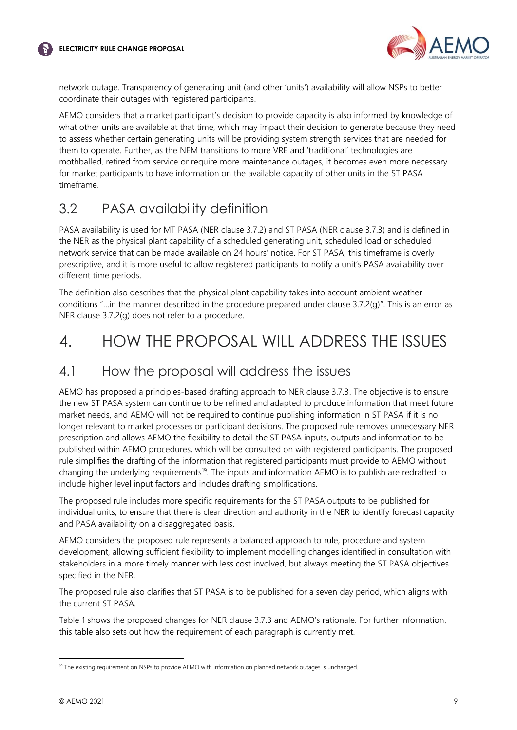network outage. Transparency of generating unit (and other 'units') availability will allow NSPs to better coordinate their outages with registered participants.

AEMO considers that a market participant's decision to provide capacity is also informed by knowledge of what other units are available at that time, which may impact their decision to generate because they need to assess whether certain generating units will be providing system strength services that are needed for them to operate. Further, as the NEM transitions to more VRE and 'traditional' technologies are mothballed, retired from service or require more maintenance outages, it becomes even more necessary for market participants to have information on the available capacity of other units in the ST PASA timeframe.

## 3.2 PASA availability definition

PASA availability is used for MT PASA (NER clause 3.7.2) and ST PASA (NER clause 3.7.3) and is defined in the NER as the physical plant capability of a scheduled generating unit, scheduled load or scheduled network service that can be made available on 24 hours' notice. For ST PASA, this timeframe is overly prescriptive, and it is more useful to allow registered participants to notify a unit's PASA availability over different time periods.

The definition also describes that the physical plant capability takes into account ambient weather conditions "…in the manner described in the procedure prepared under clause 3.7.2(g)". This is an error as NER clause 3.7.2(g) does not refer to a procedure.

# 4. HOW THE PROPOSAL WILL ADDRESS THE ISSUES

## 4.1 How the proposal will address the issues

AEMO has proposed a principles-based drafting approach to NER clause 3.7.3. The objective is to ensure the new ST PASA system can continue to be refined and adapted to produce information that meet future market needs, and AEMO will not be required to continue publishing information in ST PASA if it is no longer relevant to market processes or participant decisions. The proposed rule removes unnecessary NER prescription and allows AEMO the flexibility to detail the ST PASA inputs, outputs and information to be published within AEMO procedures, which will be consulted on with registered participants. The proposed rule simplifies the drafting of the information that registered participants must provide to AEMO without changing the underlying requirements[19]. The inputs and information AEMO is to publish are redrafted to include higher level input factors and includes drafting simplifications.

The proposed rule includes more specific requirements for the ST PASA outputs to be published for individual units, to ensure that there is clear direction and authority in the NER to identify forecast capacity and PASA availability on a disaggregated basis.

AEMO considers the proposed rule represents a balanced approach to rule, procedure and system development, allowing sufficient flexibility to implement modelling changes identified in consultation with stakeholders in a more timely manner with less cost involved, but always meeting the ST PASA objectives specified in the NER.

The proposed rule also clarifies that ST PASA is to be published for a seven day period, which aligns with the current ST PASA.

Table 1 shows the proposed changes for NER clause 3.7.3 and AEMO's rationale. For further information, this table also sets out how the requirement of each paragraph is currently met.

[19] The existing requirement on NSPs to provide AEMO with information on planned network outages is unchanged.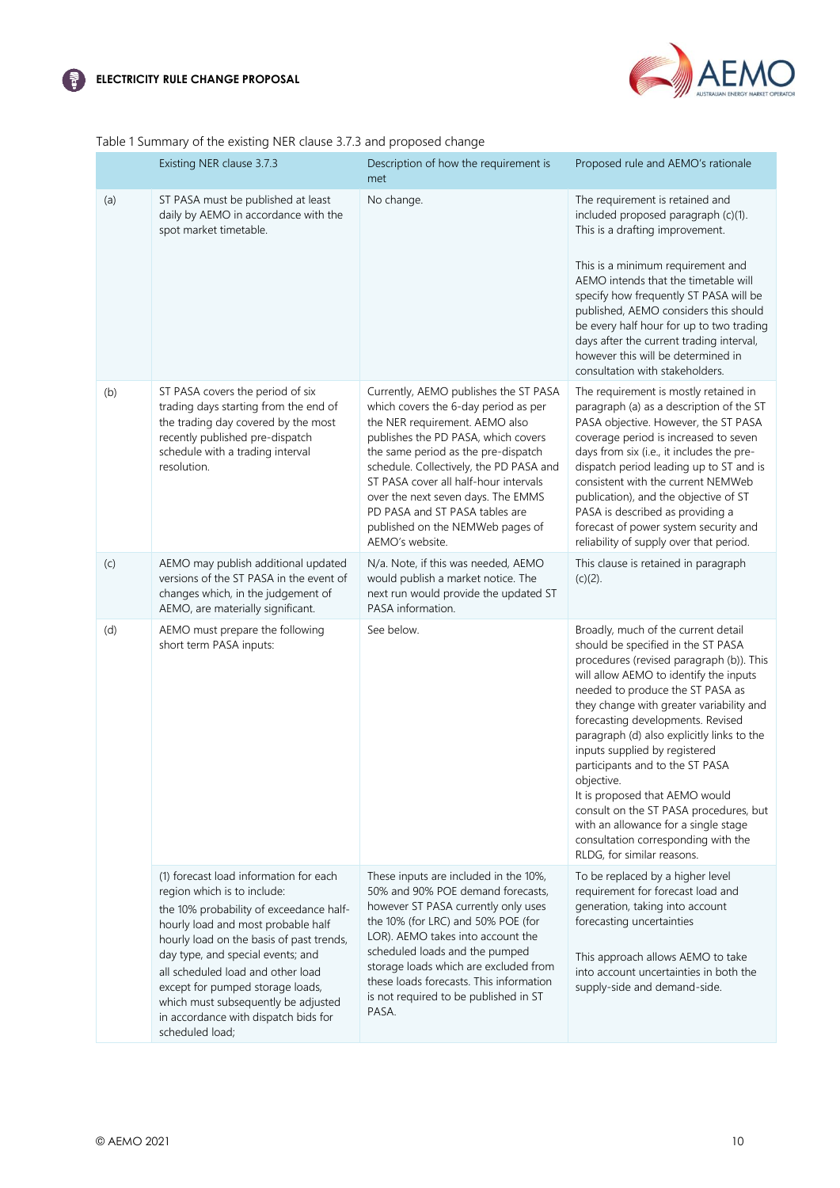Table 1 Summary of the existing NER clause 3.7.3 and proposed change

| | Existing NER clause 3.7.3 | Description of how the requirement is met | Proposed rule and AEMO's rationale |
|---|---|---|---|
| (a) | ST PASA must be published at least daily by AEMO in accordance with the spot market timetable. | No change. | The requirement is retained and included proposed paragraph (c)(1). This is a drafting improvement.<br><br>This is a minimum requirement and AEMO intends that the timetable will specify how frequently ST PASA will be published, AEMO considers this should be every half hour for up to two trading days after the current trading interval, however this will be determined in consultation with stakeholders. |
| (b) | ST PASA covers the period of six trading days starting from the end of the trading day covered by the most recently published pre-dispatch schedule with a trading interval resolution. | Currently, AEMO publishes the ST PASA which covers the 6-day period as per the NER requirement. AEMO also publishes the PD PASA, which covers the same period as the pre-dispatch schedule. Collectively, the PD PASA and ST PASA cover all half-hour intervals over the next seven days. The EMMS PD PASA and ST PASA tables are published on the NEMWeb pages of AEMO's website. | The requirement is mostly retained in paragraph (a) as a description of the ST PASA objective. However, the ST PASA coverage period is increased to seven days from six (i.e., it includes the pre-dispatch period leading up to ST and is consistent with the current NEMWeb publication), and the objective of ST PASA is described as providing a forecast of power system security and reliability of supply over that period. |
| (c) | AEMO may publish additional updated versions of the ST PASA in the event of changes which, in the judgement of AEMO, are materially significant. | N/a. Note, if this was needed, AEMO would publish a market notice. The next run would provide the updated ST PASA information. | This clause is retained in paragraph (c)(2). |
| (d) | AEMO must prepare the following short term PASA inputs: | See below. | Broadly, much of the current detail should be specified in the ST PASA procedures (revised paragraph (b)). This will allow AEMO to identify the inputs needed to produce the ST PASA as they change with greater variability and forecasting developments. Revised paragraph (d) also explicitly links to the inputs supplied by registered participants and to the ST PASA objective.<br>It is proposed that AEMO would consult on the ST PASA procedures, but with an allowance for a single stage consultation corresponding with the RLDG, for similar reasons. |
| | (1) forecast load information for each region which is to include:<br>the 10% probability of exceedance half-hourly load and most probable half hourly load on the basis of past trends, day type, and special events; and<br>all scheduled load and other load except for pumped storage loads, which must subsequently be adjusted in accordance with dispatch bids for scheduled load; | These inputs are included in the 10%, 50% and 90% POE demand forecasts, however ST PASA currently only uses the 10% (for LRC) and 50% POE (for LOR). AEMO takes into account the scheduled loads and the pumped storage loads which are excluded from these loads forecasts. This information is not required to be published in ST PASA. | To be replaced by a higher level requirement for forecast load and generation, taking into account forecasting uncertainties<br><br>This approach allows AEMO to take into account uncertainties in both the supply-side and demand-side. |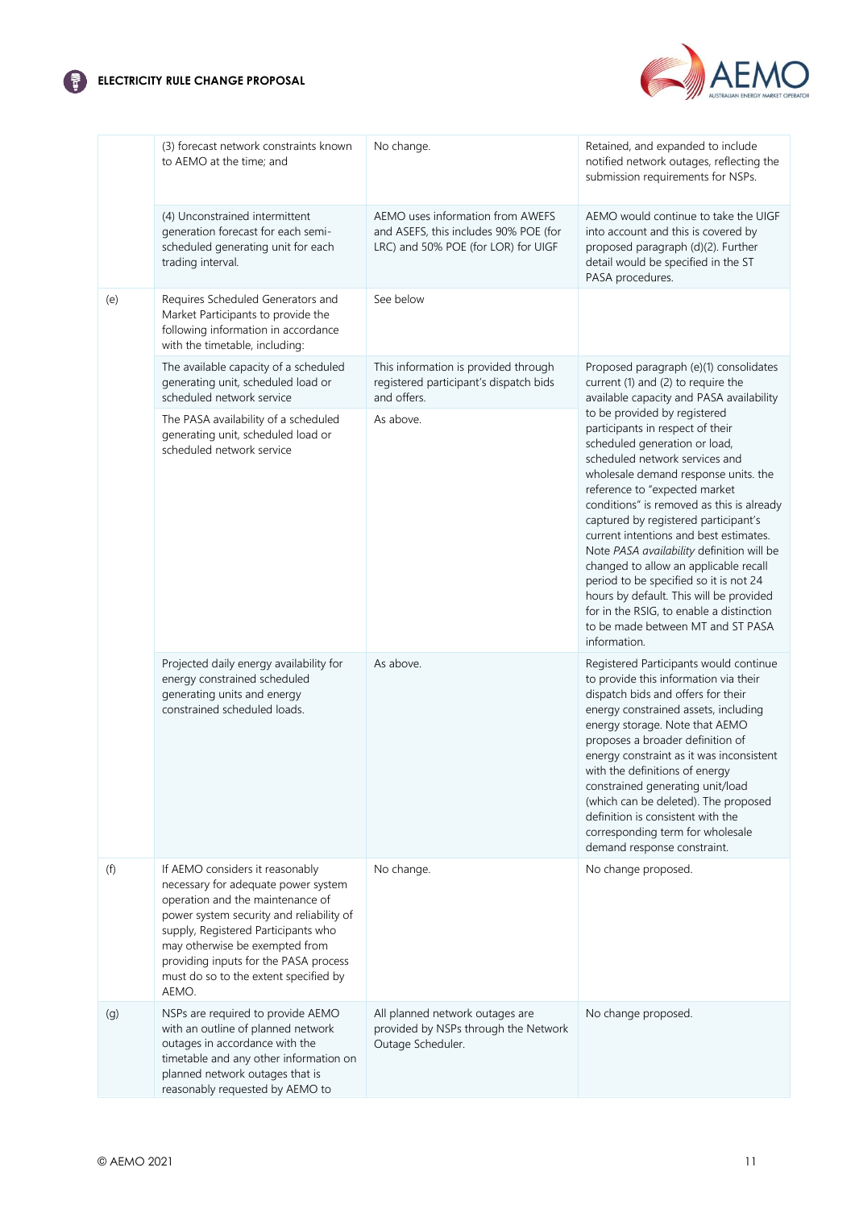| | | | |
|---|---|---|---|
| | (3) forecast network constraints known to AEMO at the time; and | No change. | Retained, and expanded to include notified network outages, reflecting the submission requirements for NSPs. |
| | (4) Unconstrained intermittent generation forecast for each semi-scheduled generating unit for each trading interval. | AEMO uses information from AWEFS and ASEFS, this includes 90% POE (for LRC) and 50% POE (for LOR) for UIGF | AEMO would continue to take the UIGF into account and this is covered by proposed paragraph (d)(2). Further detail would be specified in the ST PASA procedures. |
| (e) | Requires Scheduled Generators and Market Participants to provide the following information in accordance with the timetable, including: | See below | |
| | The available capacity of a scheduled generating unit, scheduled load or scheduled network service | This information is provided through registered participant's dispatch bids and offers. | Proposed paragraph (e)(1) consolidates current (1) and (2) to require the available capacity and PASA availability to be provided by registered participants in respect of their scheduled generation or load, scheduled network services and wholesale demand response units. the reference to "expected market conditions" is removed as this is already captured by registered participant's current intentions and best estimates. Note *PASA availability* definition will be changed to allow an applicable recall period to be specified so it is not 24 hours by default. This will be provided for in the RSIG, to enable a distinction to be made between MT and ST PASA information. |
| | The PASA availability of a scheduled generating unit, scheduled load or scheduled network service | As above. | |
| | Projected daily energy availability for energy constrained scheduled generating units and energy constrained scheduled loads. | As above. | Registered Participants would continue to provide this information via their dispatch bids and offers for their energy constrained assets, including energy storage. Note that AEMO proposes a broader definition of energy constraint as it was inconsistent with the definitions of energy constrained generating unit/load (which can be deleted). The proposed definition is consistent with the corresponding term for wholesale demand response constraint. |
| (f) | If AEMO considers it reasonably necessary for adequate power system operation and the maintenance of power system security and reliability of supply, Registered Participants who may otherwise be exempted from providing inputs for the PASA process must do so to the extent specified by AEMO. | No change. | No change proposed. |
| (g) | NSPs are required to provide AEMO with an outline of planned network outages in accordance with the timetable and any other information on planned network outages that is reasonably requested by AEMO to | All planned network outages are provided by NSPs through the Network Outage Scheduler. | No change proposed. |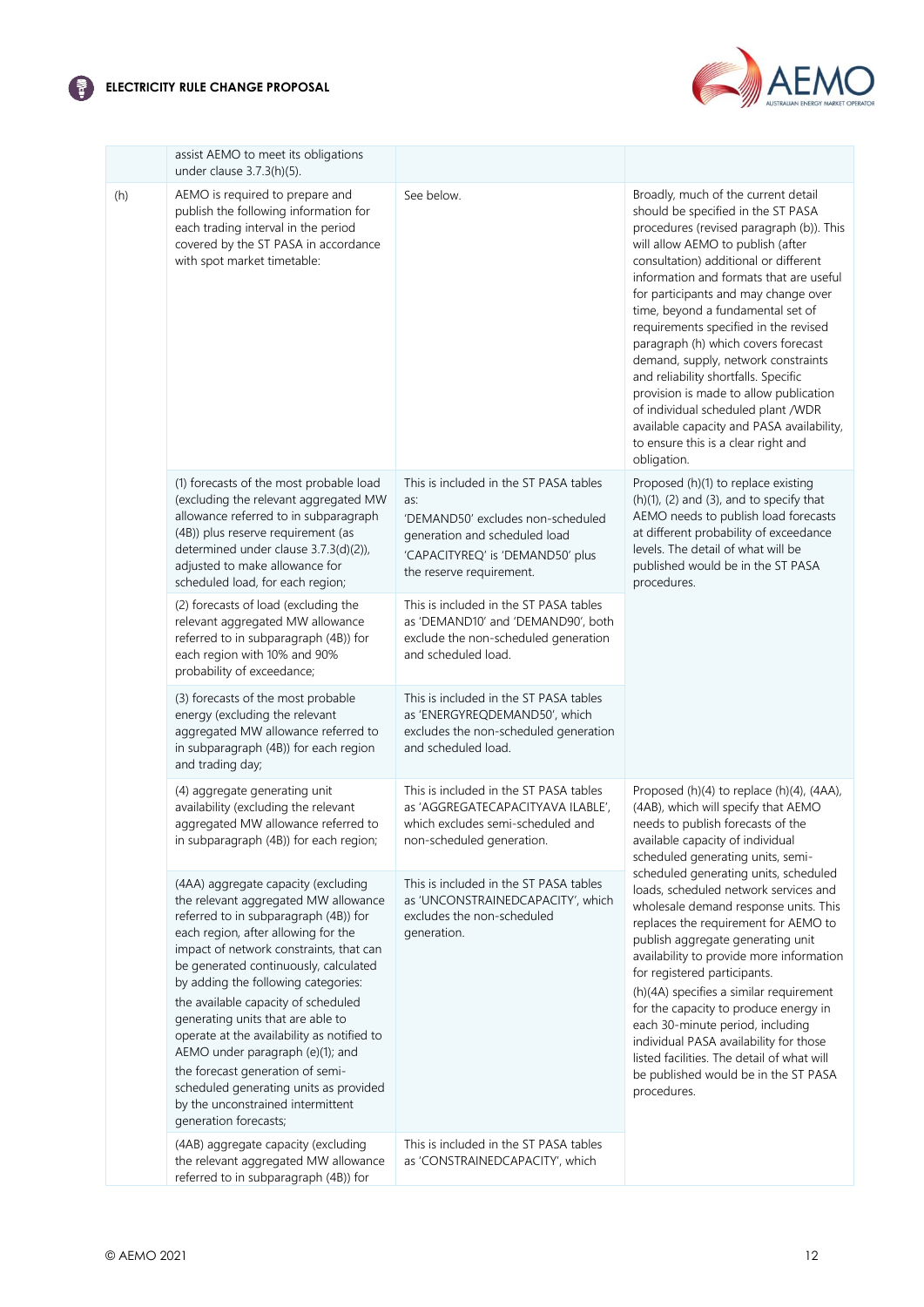| | | | |
|---|---|---|---|
| | assist AEMO to meet its obligations under clause 3.7.3(h)(5). | | |
| (h) | AEMO is required to prepare and publish the following information for each trading interval in the period covered by the ST PASA in accordance with spot market timetable: | See below. | Broadly, much of the current detail should be specified in the ST PASA procedures (revised paragraph (b)). This will allow AEMO to publish (after consultation) additional or different information and formats that are useful for participants and may change over time, beyond a fundamental set of requirements specified in the revised paragraph (h) which covers forecast demand, supply, network constraints and reliability shortfalls. Specific provision is made to allow publication of individual scheduled plant /WDR available capacity and PASA availability, to ensure this is a clear right and obligation. |
| | (1) forecasts of the most probable load (excluding the relevant aggregated MW allowance referred to in subparagraph (4B)) plus reserve requirement (as determined under clause 3.7.3(d)(2)), adjusted to make allowance for scheduled load, for each region; | This is included in the ST PASA tables as:<br>'DEMAND50' excludes non-scheduled generation and scheduled load<br>'CAPACITYREQ' is 'DEMAND50' plus the reserve requirement. | Proposed (h)(1) to replace existing (h)(1), (2) and (3), and to specify that AEMO needs to publish load forecasts at different probability of exceedance levels. The detail of what will be published would be in the ST PASA procedures. |
| | (2) forecasts of load (excluding the relevant aggregated MW allowance referred to in subparagraph (4B)) for each region with 10% and 90% probability of exceedance; | This is included in the ST PASA tables as 'DEMAND10' and 'DEMAND90', both exclude the non-scheduled generation and scheduled load. | |
| | (3) forecasts of the most probable energy (excluding the relevant aggregated MW allowance referred to in subparagraph (4B)) for each region and trading day; | This is included in the ST PASA tables as 'ENERGYREQDEMAND50', which excludes the non-scheduled generation and scheduled load. | |
| | (4) aggregate generating unit availability (excluding the relevant aggregated MW allowance referred to in subparagraph (4B)) for each region; | This is included in the ST PASA tables as 'AGGREGATECAPACITYAVA ILABLE', which excludes semi-scheduled and non-scheduled generation. | Proposed (h)(4) to replace (h)(4), (4AA), (4AB), which will specify that AEMO needs to publish forecasts of the available capacity of individual scheduled generating units, semi-scheduled generating units, scheduled loads, scheduled network services and wholesale demand response units. This replaces the requirement for AEMO to publish aggregate generating unit availability to provide more information for registered participants.<br>(h)(4A) specifies a similar requirement for the capacity to produce energy in each 30-minute period, including individual PASA availability for those listed facilities. The detail of what will be published would be in the ST PASA procedures. |
| | (4AA) aggregate capacity (excluding the relevant aggregated MW allowance referred to in subparagraph (4B)) for each region, after allowing for the impact of network constraints, that can be generated continuously, calculated by adding the following categories:<br>the available capacity of scheduled generating units that are able to operate at the availability as notified to AEMO under paragraph (e)(1); and<br>the forecast generation of semi-scheduled generating units as provided by the unconstrained intermittent generation forecasts; | This is included in the ST PASA tables as 'UNCONSTRAINEDCAPACITY', which excludes the non-scheduled generation. | |
| | (4AB) aggregate capacity (excluding the relevant aggregated MW allowance referred to in subparagraph (4B)) for | This is included in the ST PASA tables as 'CONSTRAINEDCAPACITY', which | |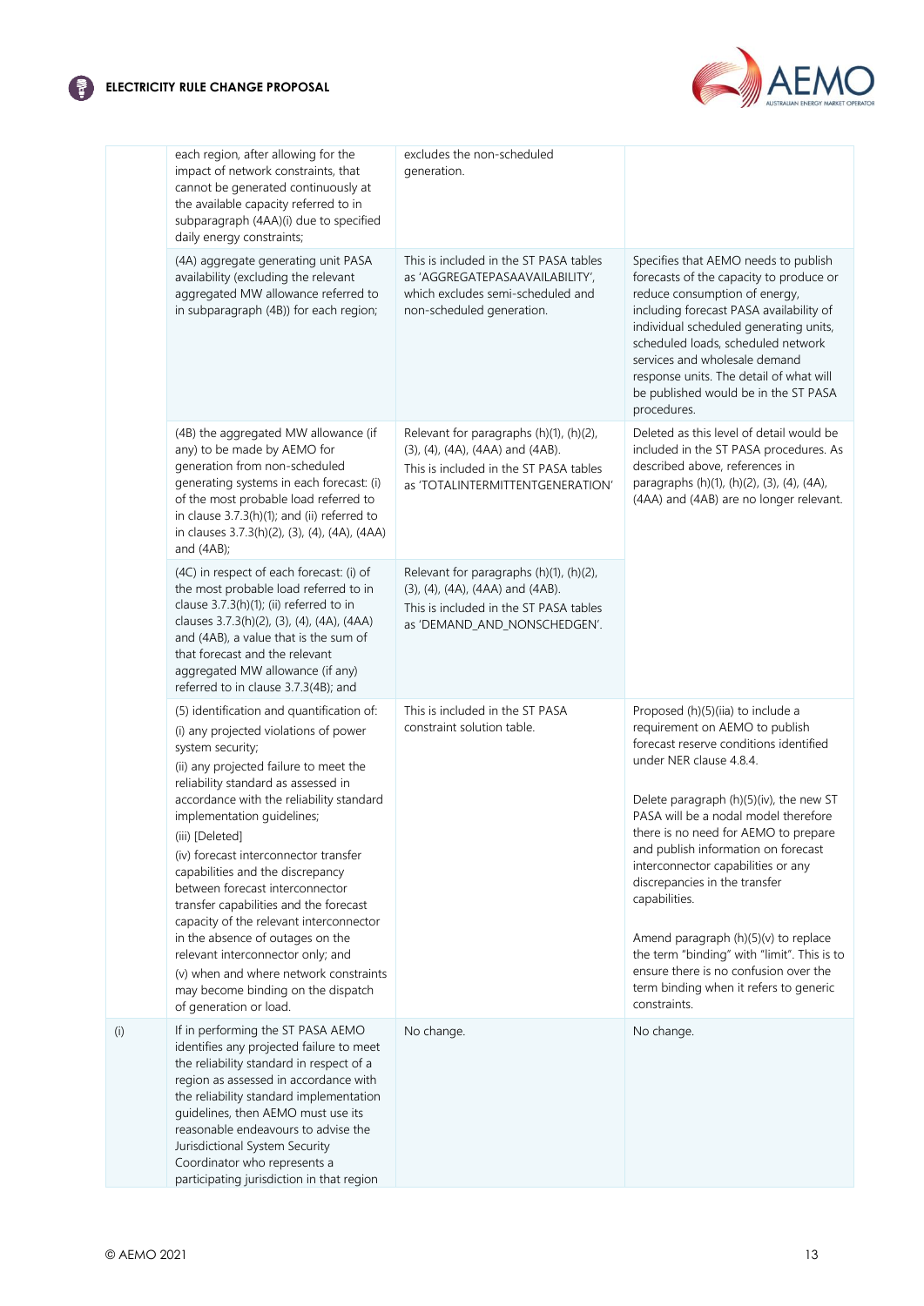| | | | |
|---|---|---|---|
| | each region, after allowing for the impact of network constraints, that cannot be generated continuously at the available capacity referred to in subparagraph (4AA)(i) due to specified daily energy constraints; | excludes the non-scheduled generation. | |
| | (4A) aggregate generating unit PASA availability (excluding the relevant aggregated MW allowance referred to in subparagraph (4B)) for each region; | This is included in the ST PASA tables as 'AGGREGATEPASAAVAILABILITY', which excludes semi-scheduled and non-scheduled generation. | Specifies that AEMO needs to publish forecasts of the capacity to produce or reduce consumption of energy, including forecast PASA availability of individual scheduled generating units, scheduled loads, scheduled network services and wholesale demand response units. The detail of what will be published would be in the ST PASA procedures. |
| | (4B) the aggregated MW allowance (if any) to be made by AEMO for generation from non-scheduled generating systems in each forecast: (i) of the most probable load referred to in clause 3.7.3(h)(1); and (ii) referred to in clauses 3.7.3(h)(2), (3), (4), (4A), (4AA) and (4AB); | Relevant for paragraphs (h)(1), (h)(2), (3), (4), (4A), (4AA) and (4AB). This is included in the ST PASA tables as 'TOTALINTERMITTENTGENERATION' | Deleted as this level of detail would be included in the ST PASA procedures. As described above, references in paragraphs (h)(1), (h)(2), (3), (4), (4A), (4AA) and (4AB) are no longer relevant. |
| | (4C) in respect of each forecast: (i) of the most probable load referred to in clause 3.7.3(h)(1); (ii) referred to in clauses 3.7.3(h)(2), (3), (4), (4A), (4AA) and (4AB), a value that is the sum of that forecast and the relevant aggregated MW allowance (if any) referred to in clause 3.7.3(4B); and | Relevant for paragraphs (h)(1), (h)(2), (3), (4), (4A), (4AA) and (4AB). This is included in the ST PASA tables as 'DEMAND_AND_NONSCHEDGEN'. | |
| | (5) identification and quantification of:<br>(i) any projected violations of power system security;<br>(ii) any projected failure to meet the reliability standard as assessed in accordance with the reliability standard implementation guidelines;<br>(iii) [Deleted]<br>(iv) forecast interconnector transfer capabilities and the discrepancy between forecast interconnector transfer capabilities and the forecast capacity of the relevant interconnector in the absence of outages on the relevant interconnector only; and<br>(v) when and where network constraints may become binding on the dispatch of generation or load. | This is included in the ST PASA constraint solution table. | Proposed (h)(5)(iia) to include a requirement on AEMO to publish forecast reserve conditions identified under NER clause 4.8.4.<br><br>Delete paragraph (h)(5)(iv), the new ST PASA will be a nodal model therefore there is no need for AEMO to prepare and publish information on forecast interconnector capabilities or any discrepancies in the transfer capabilities.<br><br>Amend paragraph (h)(5)(v) to replace the term "binding" with "limit". This is to ensure there is no confusion over the term binding when it refers to generic constraints. |
| (i) | If in performing the ST PASA AEMO identifies any projected failure to meet the reliability standard in respect of a region as assessed in accordance with the reliability standard implementation guidelines, then AEMO must use its reasonable endeavours to advise the Jurisdictional System Security Coordinator who represents a participating jurisdiction in that region | No change. | No change. |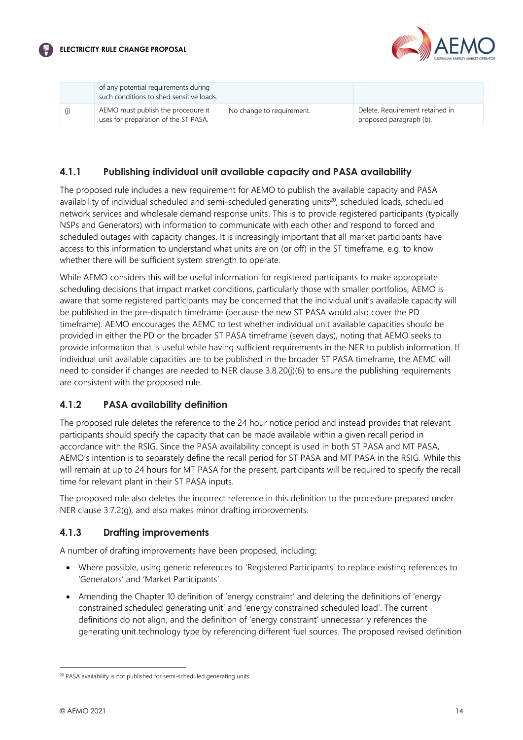| | of any potential requirements during such conditions to shed sensitive loads. | | |
|---|---|---|---|
| (j) | AEMO must publish the procedure it uses for preparation of the ST PASA. | No change to requirement. | Delete. Requirement retained in proposed paragraph (b). |

### 4.1.1 Publishing individual unit available capacity and PASA availability

The proposed rule includes a new requirement for AEMO to publish the available capacity and PASA availability of individual scheduled and semi-scheduled generating units[20], scheduled loads, scheduled network services and wholesale demand response units. This is to provide registered participants (typically NSPs and Generators) with information to communicate with each other and respond to forced and scheduled outages with capacity changes. It is increasingly important that all market participants have access to this information to understand what units are on (or off) in the ST timeframe, e.g. to know whether there will be sufficient system strength to operate.

While AEMO considers this will be useful information for registered participants to make appropriate scheduling decisions that impact market conditions, particularly those with smaller portfolios, AEMO is aware that some registered participants may be concerned that the individual unit's available capacity will be published in the pre-dispatch timeframe (because the new ST PASA would also cover the PD timeframe). AEMO encourages the AEMC to test whether individual unit available capacities should be provided in either the PD or the broader ST PASA timeframe (seven days), noting that AEMO seeks to provide information that is useful while having sufficient requirements in the NER to publish information. If individual unit available capacities are to be published in the broader ST PASA timeframe, the AEMC will need to consider if changes are needed to NER clause 3.8.20(j)(6) to ensure the publishing requirements are consistent with the proposed rule.

### 4.1.2 PASA availability definition

The proposed rule deletes the reference to the 24 hour notice period and instead provides that relevant participants should specify the capacity that can be made available within a given recall period in accordance with the RSIG. Since the PASA availability concept is used in both ST PASA and MT PASA, AEMO's intention is to separately define the recall period for ST PASA and MT PASA in the RSIG. While this will remain at up to 24 hours for MT PASA for the present, participants will be required to specify the recall time for relevant plant in their ST PASA inputs.

The proposed rule also deletes the incorrect reference in this definition to the procedure prepared under NER clause 3.7.2(g), and also makes minor drafting improvements.

### 4.1.3 Drafting improvements

A number of drafting improvements have been proposed, including:

- Where possible, using generic references to 'Registered Participants' to replace existing references to 'Generators' and 'Market Participants'.
- Amending the Chapter 10 definition of 'energy constraint' and deleting the definitions of 'energy constrained scheduled generating unit' and 'energy constrained scheduled load'. The current definitions do not align, and the definition of 'energy constraint' unnecessarily references the generating unit technology type by referencing different fuel sources. The proposed revised definition

[20] PASA availability is not published for semi-scheduled generating units.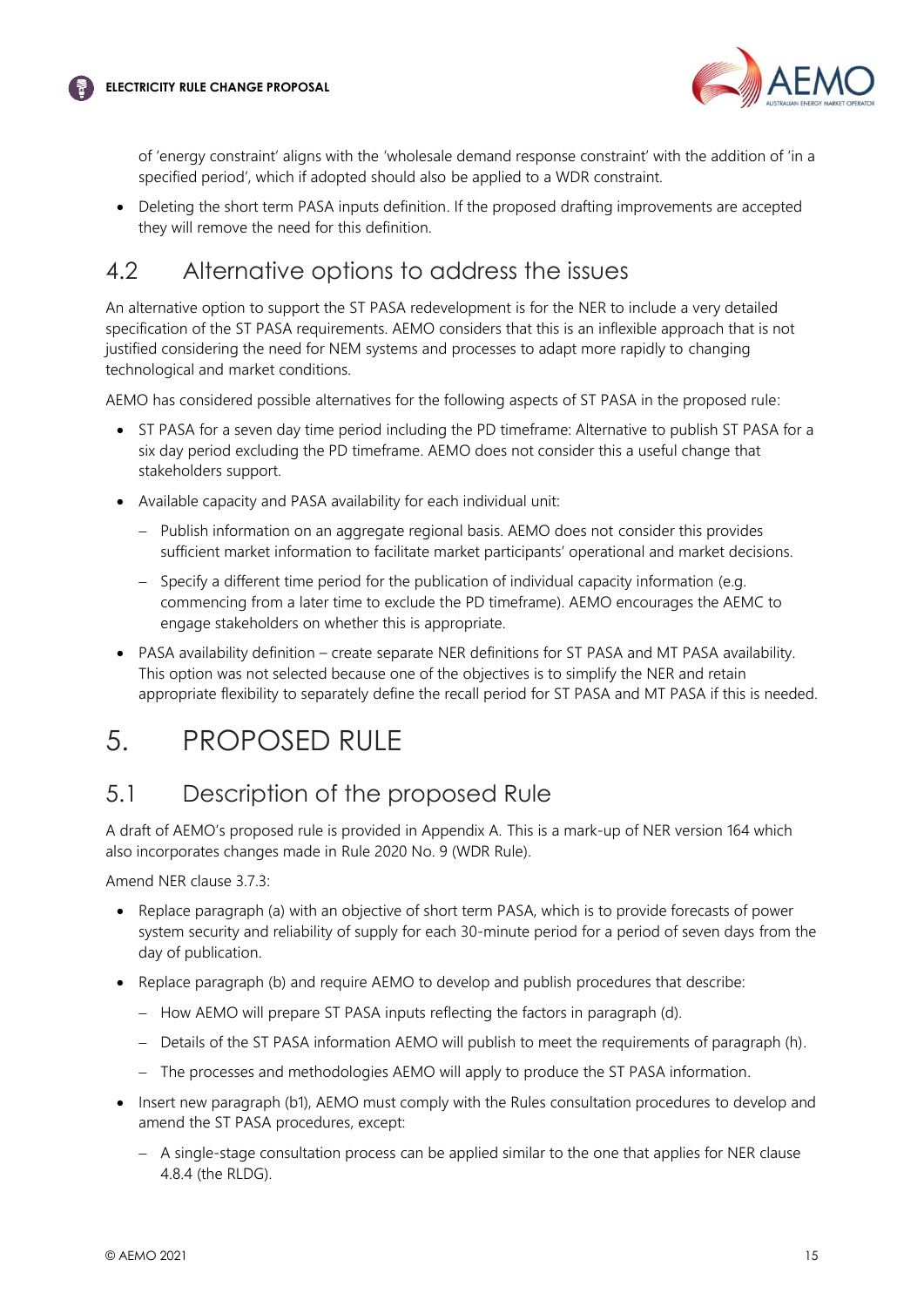of 'energy constraint' aligns with the 'wholesale demand response constraint' with the addition of 'in a specified period', which if adopted should also be applied to a WDR constraint.

- Deleting the short term PASA inputs definition. If the proposed drafting improvements are accepted they will remove the need for this definition.

## 4.2 Alternative options to address the issues

An alternative option to support the ST PASA redevelopment is for the NER to include a very detailed specification of the ST PASA requirements. AEMO considers that this is an inflexible approach that is not justified considering the need for NEM systems and processes to adapt more rapidly to changing technological and market conditions.

AEMO has considered possible alternatives for the following aspects of ST PASA in the proposed rule:

- ST PASA for a seven day time period including the PD timeframe: Alternative to publish ST PASA for a six day period excluding the PD timeframe. AEMO does not consider this a useful change that stakeholders support.
- Available capacity and PASA availability for each individual unit:
  - Publish information on an aggregate regional basis. AEMO does not consider this provides sufficient market information to facilitate market participants' operational and market decisions.
  - Specify a different time period for the publication of individual capacity information (e.g. commencing from a later time to exclude the PD timeframe). AEMO encourages the AEMC to engage stakeholders on whether this is appropriate.
- PASA availability definition – create separate NER definitions for ST PASA and MT PASA availability. This option was not selected because one of the objectives is to simplify the NER and retain appropriate flexibility to separately define the recall period for ST PASA and MT PASA if this is needed.

# 5. PROPOSED RULE

## 5.1 Description of the proposed Rule

A draft of AEMO's proposed rule is provided in Appendix A. This is a mark-up of NER version 164 which also incorporates changes made in Rule 2020 No. 9 (WDR Rule).

Amend NER clause 3.7.3:

- Replace paragraph (a) with an objective of short term PASA, which is to provide forecasts of power system security and reliability of supply for each 30-minute period for a period of seven days from the day of publication.
- Replace paragraph (b) and require AEMO to develop and publish procedures that describe:
  - How AEMO will prepare ST PASA inputs reflecting the factors in paragraph (d).
  - Details of the ST PASA information AEMO will publish to meet the requirements of paragraph (h).
  - The processes and methodologies AEMO will apply to produce the ST PASA information.
- Insert new paragraph (b1), AEMO must comply with the Rules consultation procedures to develop and amend the ST PASA procedures, except:
  - A single-stage consultation process can be applied similar to the one that applies for NER clause 4.8.4 (the RLDG).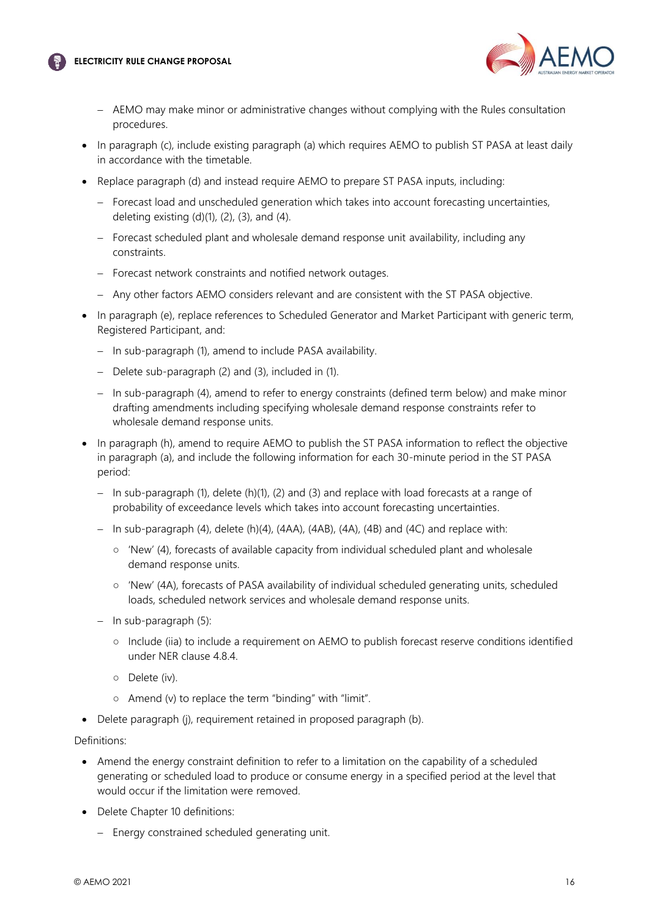- AEMO may make minor or administrative changes without complying with the Rules consultation procedures.
- In paragraph (c), include existing paragraph (a) which requires AEMO to publish ST PASA at least daily in accordance with the timetable.
- Replace paragraph (d) and instead require AEMO to prepare ST PASA inputs, including:
  - Forecast load and unscheduled generation which takes into account forecasting uncertainties, deleting existing (d)(1), (2), (3), and (4).
  - Forecast scheduled plant and wholesale demand response unit availability, including any constraints.
  - Forecast network constraints and notified network outages.
  - Any other factors AEMO considers relevant and are consistent with the ST PASA objective.
- In paragraph (e), replace references to Scheduled Generator and Market Participant with generic term, Registered Participant, and:
  - In sub-paragraph (1), amend to include PASA availability.
  - Delete sub-paragraph (2) and (3), included in (1).
  - In sub-paragraph (4), amend to refer to energy constraints (defined term below) and make minor drafting amendments including specifying wholesale demand response constraints refer to wholesale demand response units.
- In paragraph (h), amend to require AEMO to publish the ST PASA information to reflect the objective in paragraph (a), and include the following information for each 30-minute period in the ST PASA period:
  - In sub-paragraph (1), delete (h)(1), (2) and (3) and replace with load forecasts at a range of probability of exceedance levels which takes into account forecasting uncertainties.
  - In sub-paragraph (4), delete (h)(4), (4AA), (4AB), (4A), (4B) and (4C) and replace with:
    - 'New' (4), forecasts of available capacity from individual scheduled plant and wholesale demand response units.
    - 'New' (4A), forecasts of PASA availability of individual scheduled generating units, scheduled loads, scheduled network services and wholesale demand response units.
  - In sub-paragraph (5):
    - Include (iia) to include a requirement on AEMO to publish forecast reserve conditions identified under NER clause 4.8.4.
    - Delete (iv).
    - Amend (v) to replace the term "binding" with "limit".
- Delete paragraph (j), requirement retained in proposed paragraph (b).

Definitions:

- Amend the energy constraint definition to refer to a limitation on the capability of a scheduled generating or scheduled load to produce or consume energy in a specified period at the level that would occur if the limitation were removed.
- Delete Chapter 10 definitions:
  - Energy constrained scheduled generating unit.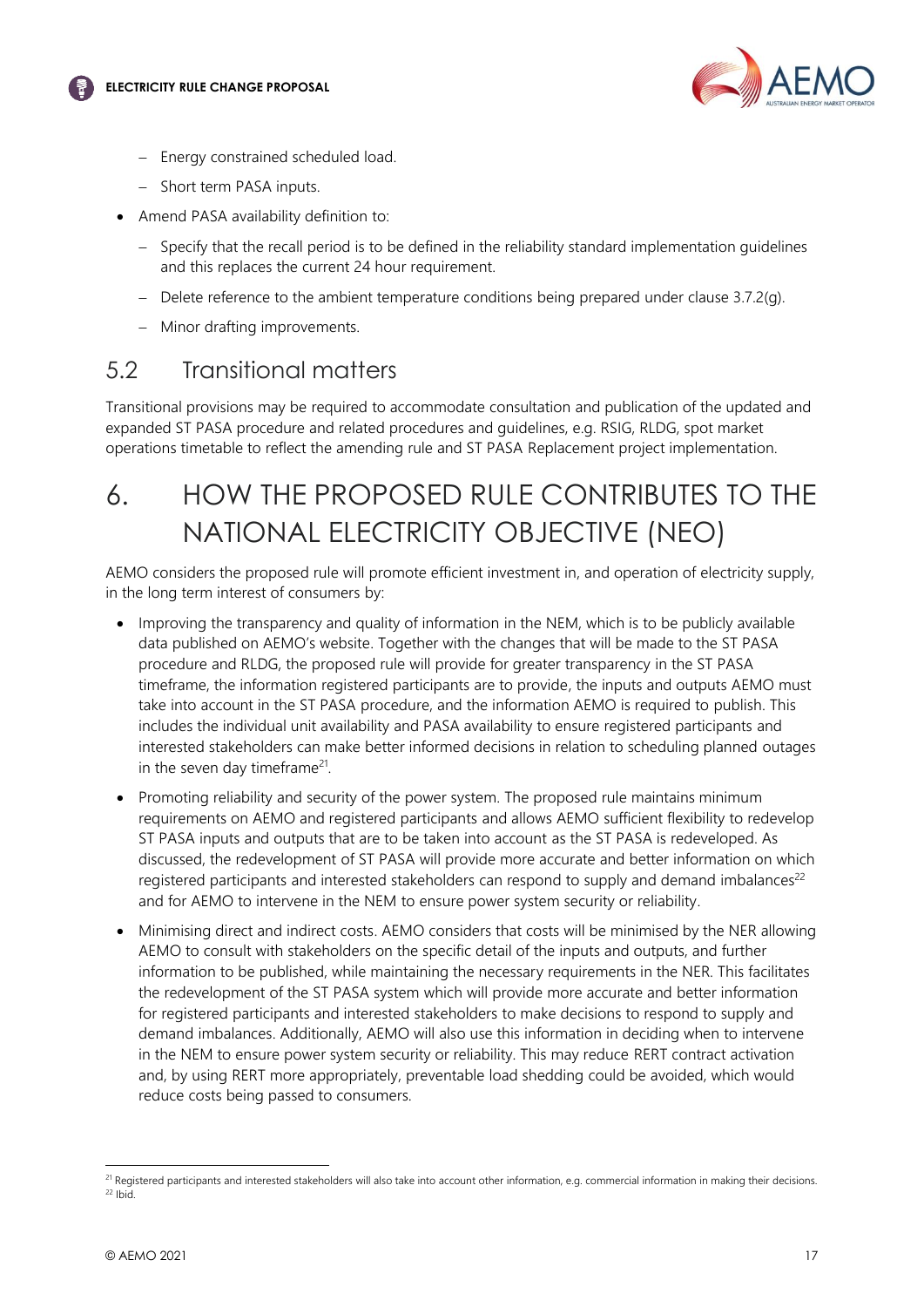- Energy constrained scheduled load.
  - Short term PASA inputs.
- Amend PASA availability definition to:
  - Specify that the recall period is to be defined in the reliability standard implementation guidelines and this replaces the current 24 hour requirement.
  - Delete reference to the ambient temperature conditions being prepared under clause 3.7.2(g).
  - Minor drafting improvements.

## 5.2 Transitional matters

Transitional provisions may be required to accommodate consultation and publication of the updated and expanded ST PASA procedure and related procedures and guidelines, e.g. RSIG, RLDG, spot market operations timetable to reflect the amending rule and ST PASA Replacement project implementation.

# 6. HOW THE PROPOSED RULE CONTRIBUTES TO THE NATIONAL ELECTRICITY OBJECTIVE (NEO)

AEMO considers the proposed rule will promote efficient investment in, and operation of electricity supply, in the long term interest of consumers by:

- Improving the transparency and quality of information in the NEM, which is to be publicly available data published on AEMO's website. Together with the changes that will be made to the ST PASA procedure and RLDG, the proposed rule will provide for greater transparency in the ST PASA timeframe, the information registered participants are to provide, the inputs and outputs AEMO must take into account in the ST PASA procedure, and the information AEMO is required to publish. This includes the individual unit availability and PASA availability to ensure registered participants and interested stakeholders can make better informed decisions in relation to scheduling planned outages in the seven day timeframe[21].
- Promoting reliability and security of the power system. The proposed rule maintains minimum requirements on AEMO and registered participants and allows AEMO sufficient flexibility to redevelop ST PASA inputs and outputs that are to be taken into account as the ST PASA is redeveloped. As discussed, the redevelopment of ST PASA will provide more accurate and better information on which registered participants and interested stakeholders can respond to supply and demand imbalances[22] and for AEMO to intervene in the NEM to ensure power system security or reliability.
- Minimising direct and indirect costs. AEMO considers that costs will be minimised by the NER allowing AEMO to consult with stakeholders on the specific detail of the inputs and outputs, and further information to be published, while maintaining the necessary requirements in the NER. This facilitates the redevelopment of the ST PASA system which will provide more accurate and better information for registered participants and interested stakeholders to make decisions to respond to supply and demand imbalances. Additionally, AEMO will also use this information in deciding when to intervene in the NEM to ensure power system security or reliability. This may reduce RERT contract activation and, by using RERT more appropriately, preventable load shedding could be avoided, which would reduce costs being passed to consumers.

[21] Registered participants and interested stakeholders will also take into account other information, e.g. commercial information in making their decisions.

[22] Ibid.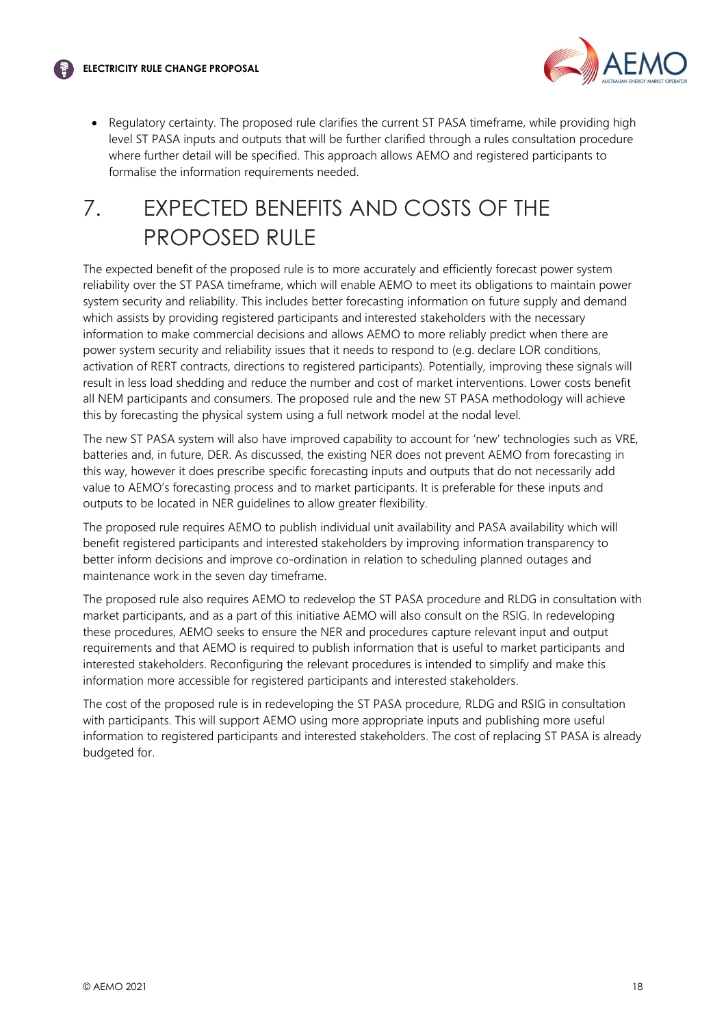- Regulatory certainty. The proposed rule clarifies the current ST PASA timeframe, while providing high level ST PASA inputs and outputs that will be further clarified through a rules consultation procedure where further detail will be specified. This approach allows AEMO and registered participants to formalise the information requirements needed.

# 7. EXPECTED BENEFITS AND COSTS OF THE PROPOSED RULE

The expected benefit of the proposed rule is to more accurately and efficiently forecast power system reliability over the ST PASA timeframe, which will enable AEMO to meet its obligations to maintain power system security and reliability. This includes better forecasting information on future supply and demand which assists by providing registered participants and interested stakeholders with the necessary information to make commercial decisions and allows AEMO to more reliably predict when there are power system security and reliability issues that it needs to respond to (e.g. declare LOR conditions, activation of RERT contracts, directions to registered participants). Potentially, improving these signals will result in less load shedding and reduce the number and cost of market interventions. Lower costs benefit all NEM participants and consumers. The proposed rule and the new ST PASA methodology will achieve this by forecasting the physical system using a full network model at the nodal level.

The new ST PASA system will also have improved capability to account for 'new' technologies such as VRE, batteries and, in future, DER. As discussed, the existing NER does not prevent AEMO from forecasting in this way, however it does prescribe specific forecasting inputs and outputs that do not necessarily add value to AEMO's forecasting process and to market participants. It is preferable for these inputs and outputs to be located in NER guidelines to allow greater flexibility.

The proposed rule requires AEMO to publish individual unit availability and PASA availability which will benefit registered participants and interested stakeholders by improving information transparency to better inform decisions and improve co-ordination in relation to scheduling planned outages and maintenance work in the seven day timeframe.

The proposed rule also requires AEMO to redevelop the ST PASA procedure and RLDG in consultation with market participants, and as a part of this initiative AEMO will also consult on the RSIG. In redeveloping these procedures, AEMO seeks to ensure the NER and procedures capture relevant input and output requirements and that AEMO is required to publish information that is useful to market participants and interested stakeholders. Reconfiguring the relevant procedures is intended to simplify and make this information more accessible for registered participants and interested stakeholders.

The cost of the proposed rule is in redeveloping the ST PASA procedure, RLDG and RSIG in consultation with participants. This will support AEMO using more appropriate inputs and publishing more useful information to registered participants and interested stakeholders. The cost of replacing ST PASA is already budgeted for.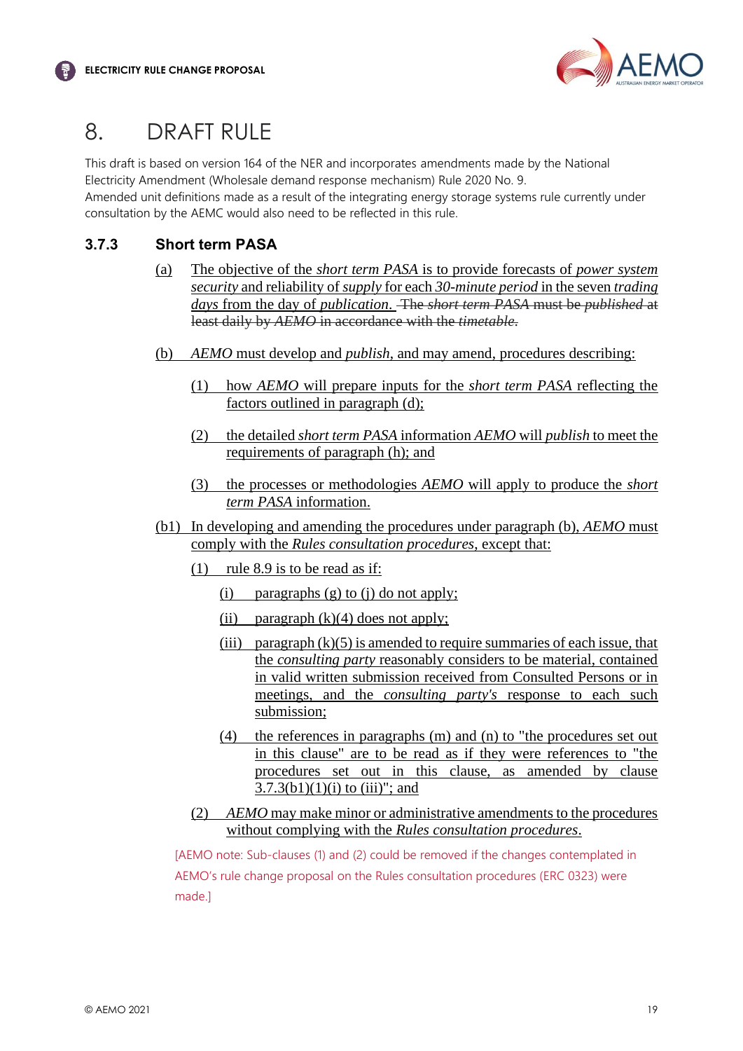# 8. DRAFT RULE

This draft is based on version 164 of the NER and incorporates amendments made by the National Electricity Amendment (Wholesale demand response mechanism) Rule 2020 No. 9.
Amended unit definitions made as a result of the integrating energy storage systems rule currently under consultation by the AEMC would also need to be reflected in this rule.

### 3.7.3 Short term PASA

(a) The objective of the *short term PASA* is to provide forecasts of *power system security* and reliability of *supply* for each *30-minute period* in the seven *trading days* from the day of *publication*. ~~The *short term PASA* must be *published* at least daily by *AEMO* in accordance with the *timetable*.~~

(b) *AEMO* must develop and *publish*, and may amend, procedures describing:

  (1) how *AEMO* will prepare inputs for the *short term PASA* reflecting the factors outlined in paragraph (d);

  (2) the detailed *short term PASA* information *AEMO* will *publish* to meet the requirements of paragraph (h); and

  (3) the processes or methodologies *AEMO* will apply to produce the *short term PASA* information.

(b1) In developing and amending the procedures under paragraph (b), *AEMO* must comply with the *Rules consultation procedures*, except that:

  (1) rule 8.9 is to be read as if:

    (i) paragraphs (g) to (j) do not apply;

    (ii) paragraph (k)(4) does not apply;

    (iii) paragraph (k)(5) is amended to require summaries of each issue, that the *consulting party* reasonably considers to be material, contained in valid written submission received from Consulted Persons or in meetings, and the *consulting party's* response to each such submission;

    (4) the references in paragraphs (m) and (n) to "the procedures set out in this clause" are to be read as if they were references to "the procedures set out in this clause, as amended by clause 3.7.3(b1)(1)(i) to (iii)"; and

  (2) *AEMO* may make minor or administrative amendments to the procedures without complying with the *Rules consultation procedures*.

[AEMO note: Sub-clauses (1) and (2) could be removed if the changes contemplated in AEMO's rule change proposal on the Rules consultation procedures (ERC 0323) were made.]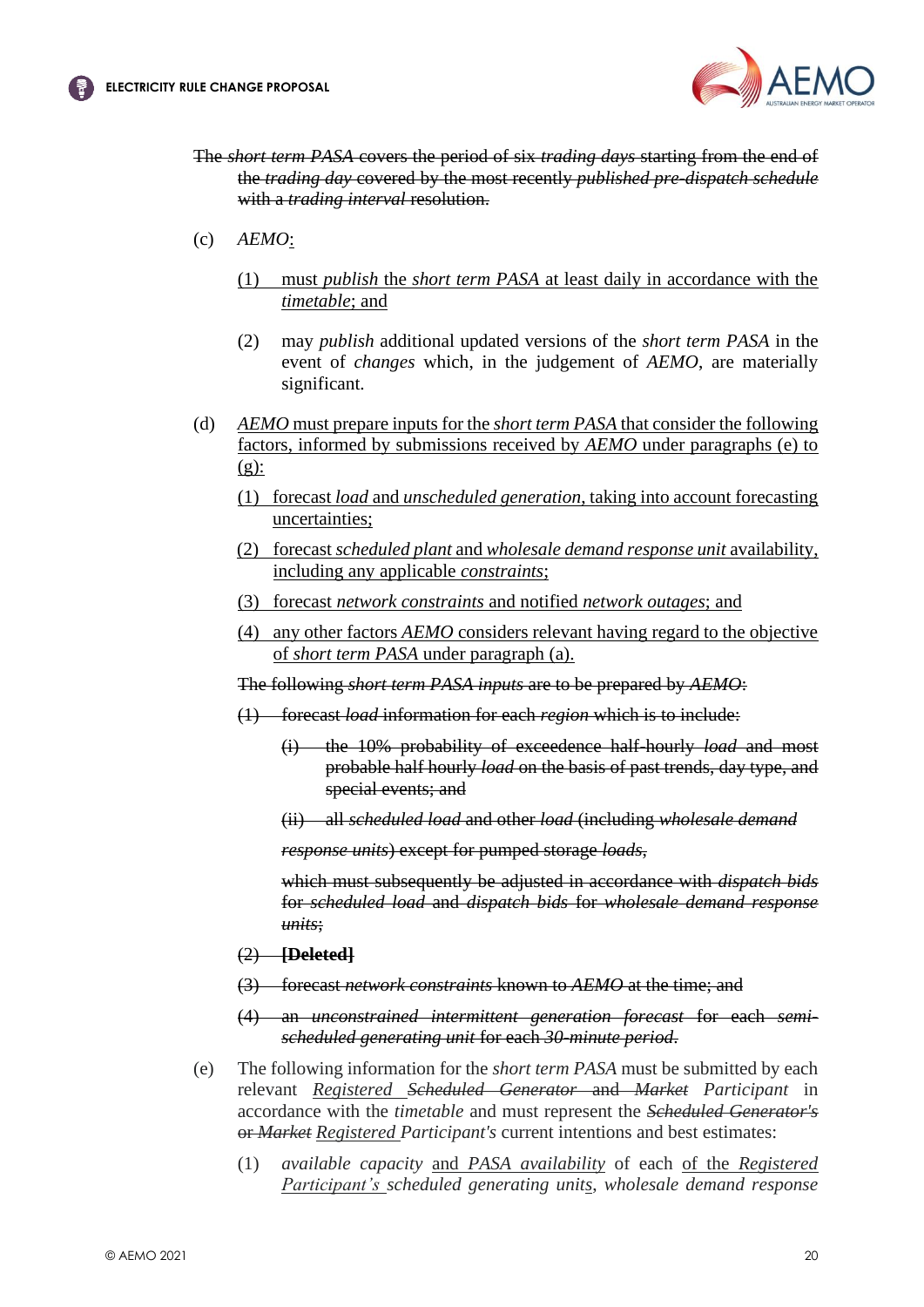~~The *short term PASA* covers the period of six *trading days* starting from the end of the *trading day* covered by the most recently *published pre-dispatch schedule* with a *trading interval* resolution.~~

(c) *AEMO*<u>:</u>

<u>(1) must *publish* the *short term PASA* at least daily in accordance with the *timetable*; and</u>

(2) may *publish* additional updated versions of the *short term PASA* in the event of *changes* which, in the judgement of *AEMO*, are materially significant.

(d) <u>*AEMO* must prepare inputs for the *short term PASA* that consider the following factors, informed by submissions received by *AEMO* under paragraphs (e) to (g):</u>

<u>(1) forecast *load* and *unscheduled generation*, taking into account forecasting uncertainties;</u>

<u>(2) forecast *scheduled plant* and *wholesale demand response unit* availability, including any applicable *constraints*;</u>

<u>(3) forecast *network constraints* and notified *network outages*; and</u>

<u>(4) any other factors *AEMO* considers relevant having regard to the objective of *short term PASA* under paragraph (a).</u>

~~The following *short term PASA inputs* are to be prepared by *AEMO*:~~

~~(1) forecast *load* information for each *region* which is to include:~~

~~(i) the 10% probability of exceedence half-hourly *load* and most probable half hourly *load* on the basis of past trends, day type, and special events; and~~

~~(ii) all *scheduled load* and other *load* (including *wholesale demand response units*) except for pumped storage *loads*,~~

~~which must subsequently be adjusted in accordance with *dispatch bids* for *scheduled load* and *dispatch bids* for *wholesale demand response units*;~~

~~(2) **[Deleted]**~~

~~(3) forecast *network constraints* known to *AEMO* at the time; and~~

~~(4) an *unconstrained intermittent generation forecast* for each *semi-scheduled generating unit* for each *30-minute period*.~~

(e) The following information for the *short term PASA* must be submitted by each relevant <u>*Registered* </u>~~*Scheduled Generator* and *Market*~~ *Participant* in accordance with the *timetable* and must represent the ~~*Scheduled Generator's* or *Market*~~ <u>*Registered* </u>*Participant's* current intentions and best estimates:

(1) *available capacity* <u>and *PASA availability*</u> of each <u>of the *Registered Participant's* </u>*scheduled generating units*, *wholesale demand response*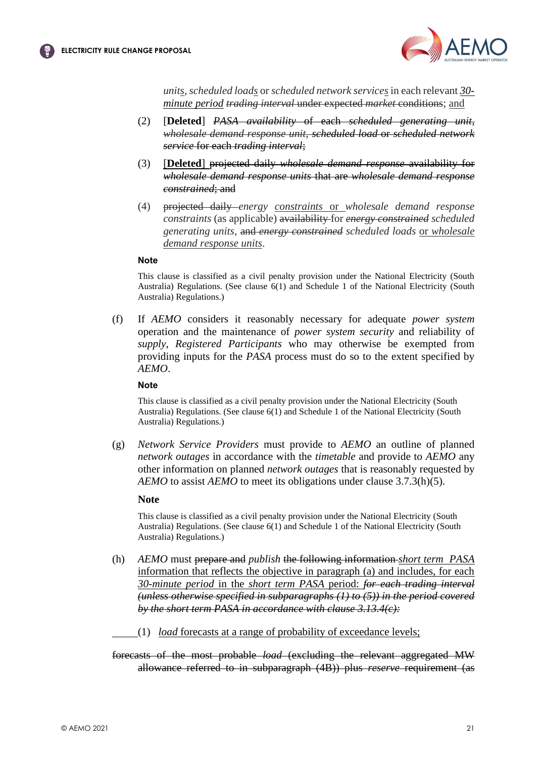*units*, *scheduled loads* or *scheduled network services* in each relevant *30-minute period* ~~*trading interval*~~ under expected ~~*market*~~ conditions; and

(2) [**Deleted**] ~~*PASA availability* of each *scheduled generating unit*, *wholesale demand response unit*, *scheduled load* or *scheduled network service* for each *trading interval*;~~

(3) [**Deleted**] ~~projected daily *wholesale demand response* availability for *wholesale demand response units* that are *wholesale demand response constrained*; and~~

(4) ~~projected daily~~ *energy constraints* or *wholesale demand response constraints* (as applicable) ~~availability~~ for ~~*energy constrained*~~ *scheduled generating units*, ~~and *energy constrained*~~ *scheduled loads* or *wholesale demand response units*.

**Note**

This clause is classified as a civil penalty provision under the National Electricity (South Australia) Regulations. (See clause 6(1) and Schedule 1 of the National Electricity (South Australia) Regulations.)

(f) If *AEMO* considers it reasonably necessary for adequate *power system* operation and the maintenance of *power system security* and reliability of *supply*, *Registered Participants* who may otherwise be exempted from providing inputs for the *PASA* process must do so to the extent specified by *AEMO*.

**Note**

This clause is classified as a civil penalty provision under the National Electricity (South Australia) Regulations. (See clause 6(1) and Schedule 1 of the National Electricity (South Australia) Regulations.)

(g) *Network Service Providers* must provide to *AEMO* an outline of planned *network outages* in accordance with the *timetable* and provide to *AEMO* any other information on planned *network outages* that is reasonably requested by *AEMO* to assist *AEMO* to meet its obligations under clause 3.7.3(h)(5).

**Note**

This clause is classified as a civil penalty provision under the National Electricity (South Australia) Regulations. (See clause 6(1) and Schedule 1 of the National Electricity (South Australia) Regulations.)

(h) *AEMO* must ~~prepare and~~ *publish* ~~the following information~~ *short term PASA* information that reflects the objective in paragraph (a) and includes, for each *30-minute period* in the *short term PASA* period: ~~*for each trading interval (unless otherwise specified in subparagraphs (1) to (5)) in the period covered by the short term PASA in accordance with clause 3.13.4(c):*~~

(1) *load* forecasts at a range of probability of exceedance levels;

~~forecasts of the most probable *load* (excluding the relevant aggregated MW allowance referred to in subparagraph (4B)) plus *reserve* requirement (as~~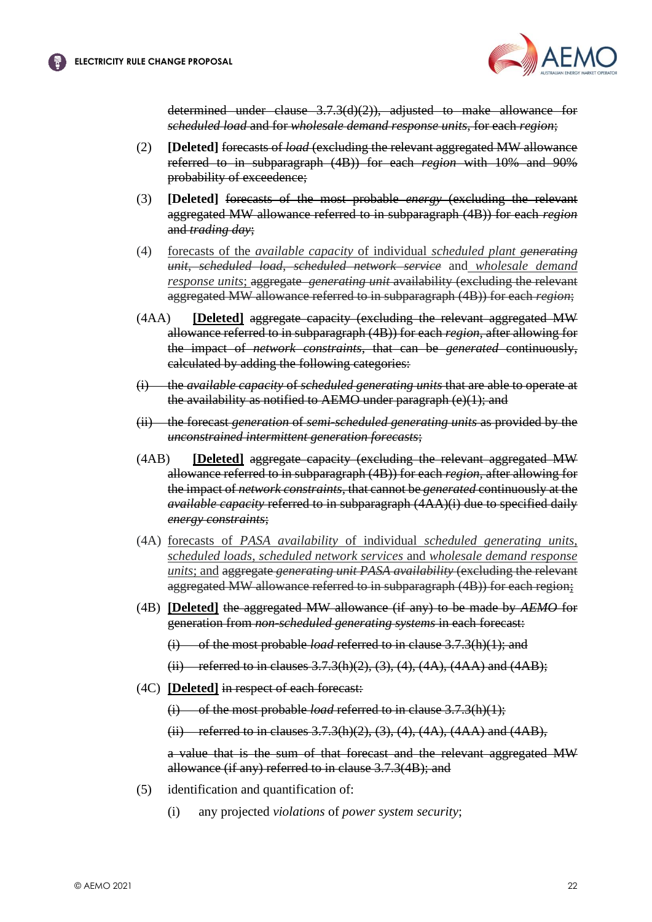~~determined under clause 3.7.3(d)(2)), adjusted to make allowance for *scheduled load* and for *wholesale demand response units*, for each *region*;~~

(2) **[Deleted]** ~~forecasts of *load* (excluding the relevant aggregated MW allowance referred to in subparagraph (4B)) for each *region* with 10% and 90% probability of exceedence;~~

(3) **[Deleted]** ~~forecasts of the most probable *energy* (excluding the relevant aggregated MW allowance referred to in subparagraph (4B)) for each *region* and *trading day*;~~

(4) <u>forecasts of the *available capacity* of individual *scheduled plant*</u> ~~*generating unit*, *scheduled load*, *scheduled network service*~~ <u>and *wholesale demand response units*;</u> ~~aggregate *generating unit* availability (excluding the relevant aggregated MW allowance referred to in subparagraph (4B)) for each *region*;~~

(4AA) <u>**[Deleted]**</u> ~~aggregate capacity (excluding the relevant aggregated MW allowance referred to in subparagraph (4B)) for each *region*, after allowing for the impact of *network constraints*, that can be *generated* continuously, calculated by adding the following categories:~~

~~(i) the *available capacity* of *scheduled generating units* that are able to operate at the availability as notified to AEMO under paragraph (e)(1); and~~

~~(ii) the forecast *generation* of *semi-scheduled generating units* as provided by the *unconstrained intermittent generation forecasts*;~~

(4AB) <u>**[Deleted]**</u> ~~aggregate capacity (excluding the relevant aggregated MW allowance referred to in subparagraph (4B)) for each *region*, after allowing for the impact of *network constraints*, that cannot be *generated* continuously at the *available capacity* referred to in subparagraph (4AA)(i) due to specified daily *energy constraints*;~~

(4A) <u>forecasts of *PASA availability* of individual *scheduled generating units*, *scheduled loads*, *scheduled network services* and *wholesale demand response units*; and</u> ~~aggregate *generating unit PASA availability* (excluding the relevant aggregated MW allowance referred to in subparagraph (4B)) for each region;~~

(4B) <u>**[Deleted]**</u> ~~the aggregated MW allowance (if any) to be made by *AEMO* for generation from *non-scheduled generating systems* in each forecast:~~

~~(i) of the most probable *load* referred to in clause 3.7.3(h)(1); and~~

~~(ii) referred to in clauses 3.7.3(h)(2), (3), (4), (4A), (4AA) and (4AB);~~

(4C) <u>**[Deleted]**</u> ~~in respect of each forecast:~~

~~(i) of the most probable *load* referred to in clause 3.7.3(h)(1);~~

~~(ii) referred to in clauses 3.7.3(h)(2), (3), (4), (4A), (4AA) and (4AB),~~

~~a value that is the sum of that forecast and the relevant aggregated MW allowance (if any) referred to in clause 3.7.3(4B); and~~

(5) identification and quantification of:

(i) any projected *violations* of *power system security*;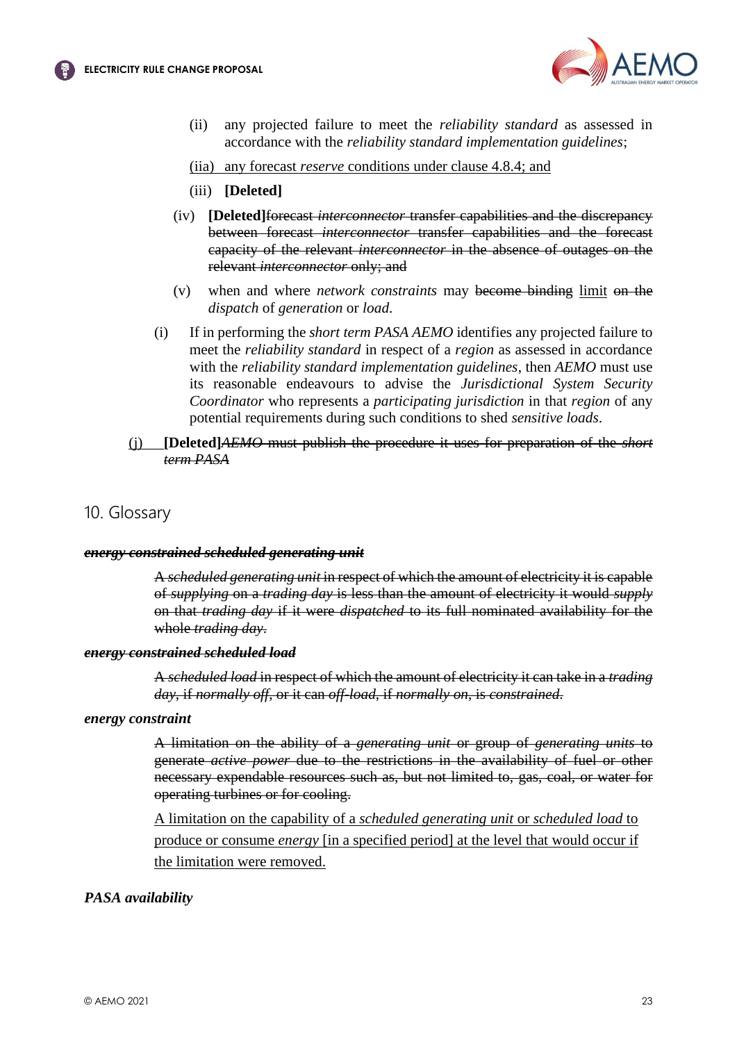(ii) any projected failure to meet the *reliability standard* as assessed in accordance with the *reliability standard implementation guidelines*;

<u>(iia) any forecast *reserve* conditions under clause 4.8.4; and</u>

(iii) **[Deleted]**

(iv) **[Deleted]**~~forecast *interconnector* transfer capabilities and the discrepancy between forecast *interconnector* transfer capabilities and the forecast capacity of the relevant *interconnector* in the absence of outages on the relevant *interconnector* only; and~~

(v) when and where *network constraints* may ~~become binding~~ <u>limit</u> ~~on the~~ *dispatch* of *generation* or *load*.

(i) If in performing the *short term PASA AEMO* identifies any projected failure to meet the *reliability standard* in respect of a *region* as assessed in accordance with the *reliability standard implementation guidelines*, then *AEMO* must use its reasonable endeavours to advise the *Jurisdictional System Security Coordinator* who represents a *participating jurisdiction* in that *region* of any potential requirements during such conditions to shed *sensitive loads*.

<u>(j)</u> **[Deleted]**~~*AEMO* must publish the procedure it uses for preparation of the *short term PASA*~~

## 10. Glossary

~~***energy constrained scheduled generating unit***~~

~~A *scheduled generating unit* in respect of which the amount of electricity it is capable of *supplying* on a *trading day* is less than the amount of electricity it would *supply* on that *trading day* if it were *dispatched* to its full nominated availability for the whole *trading day*.~~

~~***energy constrained scheduled load***~~

~~A *scheduled load* in respect of which the amount of electricity it can take in a *trading day*, if *normally off*, or it can *off-load*, if *normally on*, is *constrained*.~~

***energy constraint***

~~A limitation on the ability of a *generating unit* or group of *generating units* to generate *active power* due to the restrictions in the availability of fuel or other necessary expendable resources such as, but not limited to, gas, coal, or water for operating turbines or for cooling.~~

<u>A limitation on the capability of a *scheduled generating unit* or *scheduled load* to produce or consume *energy* [in a specified period] at the level that would occur if the limitation were removed.</u>

***PASA availability***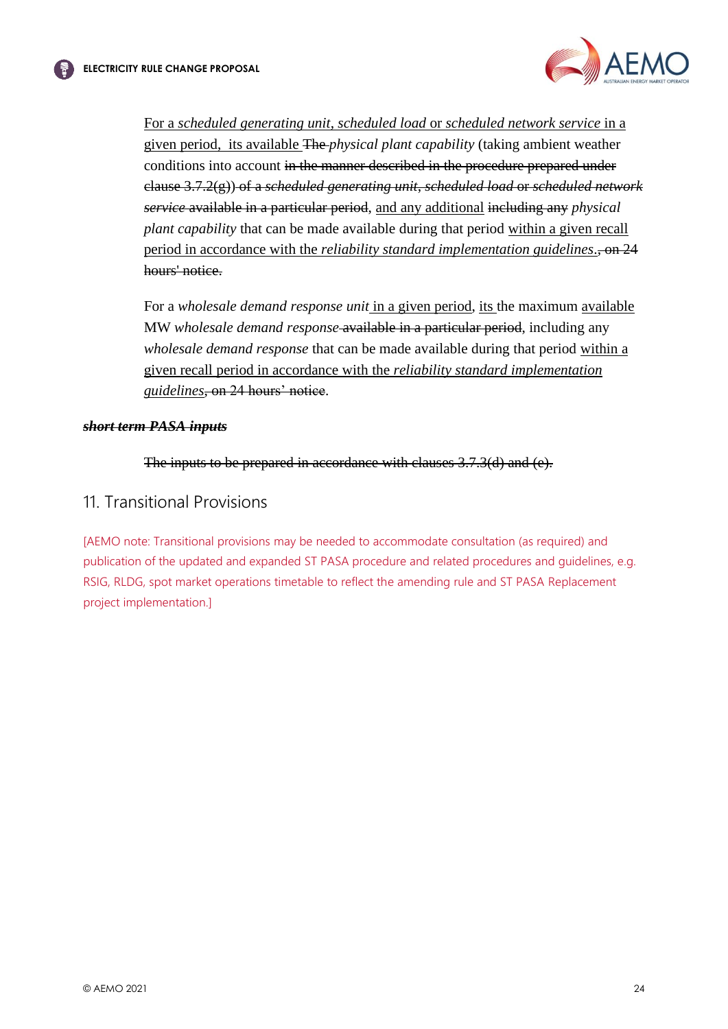For a *scheduled generating unit*, *scheduled load* or *scheduled network service* in a given period, its available ~~The~~ *physical plant capability* (taking ambient weather conditions into account ~~in the manner described in the procedure prepared under clause 3.7.2(g)) of a *scheduled generating unit*, *scheduled load* or *scheduled network service* available in a particular period~~, and any additional ~~including any~~ *physical plant capability* that can be made available during that period within a given recall period in accordance with the *reliability standard implementation guidelines*.~~, on 24 hours' notice.~~

For a *wholesale demand response unit* in a given period, its the maximum available MW *wholesale demand response* ~~available in a particular period~~, including any *wholesale demand response* that can be made available during that period within a given recall period in accordance with the *reliability standard implementation guidelines*~~, on 24 hours' notice~~.

~~***short term PASA inputs***~~

~~The inputs to be prepared in accordance with clauses 3.7.3(d) and (e).~~

## 11. Transitional Provisions

[AEMO note: Transitional provisions may be needed to accommodate consultation (as required) and publication of the updated and expanded ST PASA procedure and related procedures and guidelines, e.g. RSIG, RLDG, spot market operations timetable to reflect the amending rule and ST PASA Replacement project implementation.]